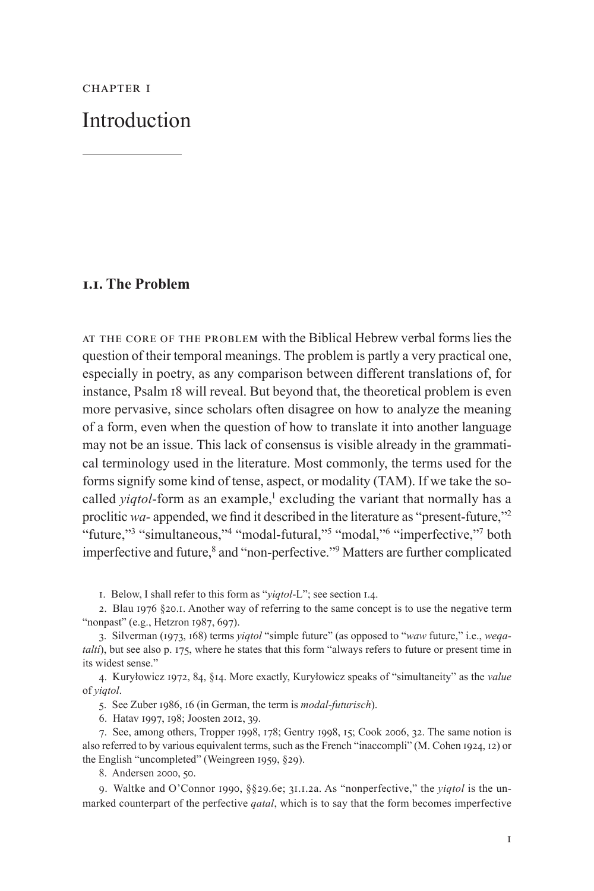CHAPTER 1

# Introduction

## 1.1. The Problem

AT THE CORE OF THE PROBLEM with the Biblical Hebrew verbal forms lies the question of their temporal meanings. The problem is partly a very practical one, especially in poetry, as any comparison between different translations of, for instance, Psalm 18 will reveal. But beyond that, the theoretical problem is even more pervasive, since scholars often disagree on how to analyze the meaning of a form, even when the question of how to translate it into another language may not be an issue. This lack of consensus is visible already in the grammatical terminology used in the literature. Most commonly, the terms used for the forms signify some kind of tense, aspect, or modality (TAM). If we take the so-called *yiqtol*-form as an example,[1] excluding the variant that normally has a proclitic *wa-* appended, we find it described in the literature as "present-future,"[2] "future,"[3] "simultaneous,"[4] "modal-futural,"[5] "modal,"[6] "imperfective,"[7] both imperfective and future,[8] and "non-perfective."[9] Matters are further complicated

1. Below, I shall refer to this form as "*yiqtol*-L"; see section 1.4.

2. Blau 1976 §20.1. Another way of referring to the same concept is to use the negative term "nonpast" (e.g., Hetzron 1987, 697).

3. Silverman (1973, 168) terms *yiqtol* "simple future" (as opposed to "*waw* future," i.e., *weqatalti*), but see also p. 175, where he states that this form "always refers to future or present time in its widest sense."

4. Kuryłowicz 1972, 84, §14. More exactly, Kuryłowicz speaks of "simultaneity" as the *value* of *yiqtol*.

5. See Zuber 1986, 16 (in German, the term is *modal-futurisch*).

6. Hatav 1997, 198; Joosten 2012, 39.

7. See, among others, Tropper 1998, 178; Gentry 1998, 15; Cook 2006, 32. The same notion is also referred to by various equivalent terms, such as the French "inaccompli" (M. Cohen 1924, 12) or the English "uncompleted" (Weingreen 1959, §29).

8. Andersen 2000, 50.

9. Waltke and O'Connor 1990, §§29.6e; 31.1.2a. As "nonperfective," the *yiqtol* is the unmarked counterpart of the perfective *qatal*, which is to say that the form becomes imperfective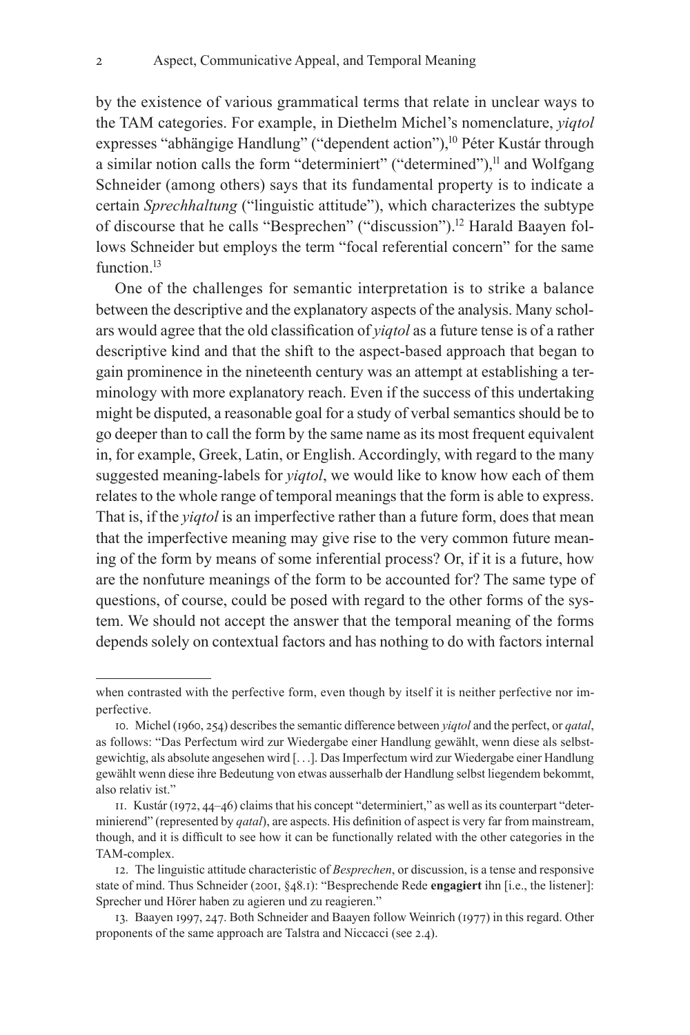by the existence of various grammatical terms that relate in unclear ways to the TAM categories. For example, in Diethelm Michel's nomenclature, *yiqtol* expresses "abhängige Handlung" ("dependent action"),[10] Péter Kustár through a similar notion calls the form "determiniert" ("determined"),[11] and Wolfgang Schneider (among others) says that its fundamental property is to indicate a certain *Sprechhaltung* ("linguistic attitude"), which characterizes the subtype of discourse that he calls "Besprechen" ("discussion").[12] Harald Baayen follows Schneider but employs the term "focal referential concern" for the same function.[13]

One of the challenges for semantic interpretation is to strike a balance between the descriptive and the explanatory aspects of the analysis. Many scholars would agree that the old classification of *yiqtol* as a future tense is of a rather descriptive kind and that the shift to the aspect-based approach that began to gain prominence in the nineteenth century was an attempt at establishing a terminology with more explanatory reach. Even if the success of this undertaking might be disputed, a reasonable goal for a study of verbal semantics should be to go deeper than to call the form by the same name as its most frequent equivalent in, for example, Greek, Latin, or English. Accordingly, with regard to the many suggested meaning-labels for *yiqtol*, we would like to know how each of them relates to the whole range of temporal meanings that the form is able to express. That is, if the *yiqtol* is an imperfective rather than a future form, does that mean that the imperfective meaning may give rise to the very common future meaning of the form by means of some inferential process? Or, if it is a future, how are the nonfuture meanings of the form to be accounted for? The same type of questions, of course, could be posed with regard to the other forms of the system. We should not accept the answer that the temporal meaning of the forms depends solely on contextual factors and has nothing to do with factors internal

---

when contrasted with the perfective form, even though by itself it is neither perfective nor imperfective.

10. Michel (1960, 254) describes the semantic difference between *yiqtol* and the perfect, or *qatal*, as follows: "Das Perfectum wird zur Wiedergabe einer Handlung gewählt, wenn diese als selbstgewichtig, als absolute angesehen wird [. . .]. Das Imperfectum wird zur Wiedergabe einer Handlung gewählt wenn diese ihre Bedeutung von etwas ausserhalb der Handlung selbst liegendem bekommt, also relativ ist."

11. Kustár (1972, 44–46) claims that his concept "determiniert," as well as its counterpart "determinierend" (represented by *qatal*), are aspects. His definition of aspect is very far from mainstream, though, and it is difficult to see how it can be functionally related with the other categories in the TAM-complex.

12. The linguistic attitude characteristic of *Besprechen*, or discussion, is a tense and responsive state of mind. Thus Schneider (2001, §48.1): "Besprechende Rede **engagiert** ihn [i.e., the listener]: Sprecher und Hörer haben zu agieren und zu reagieren."

13. Baayen 1997, 247. Both Schneider and Baayen follow Weinrich (1977) in this regard. Other proponents of the same approach are Talstra and Niccacci (see 2.4).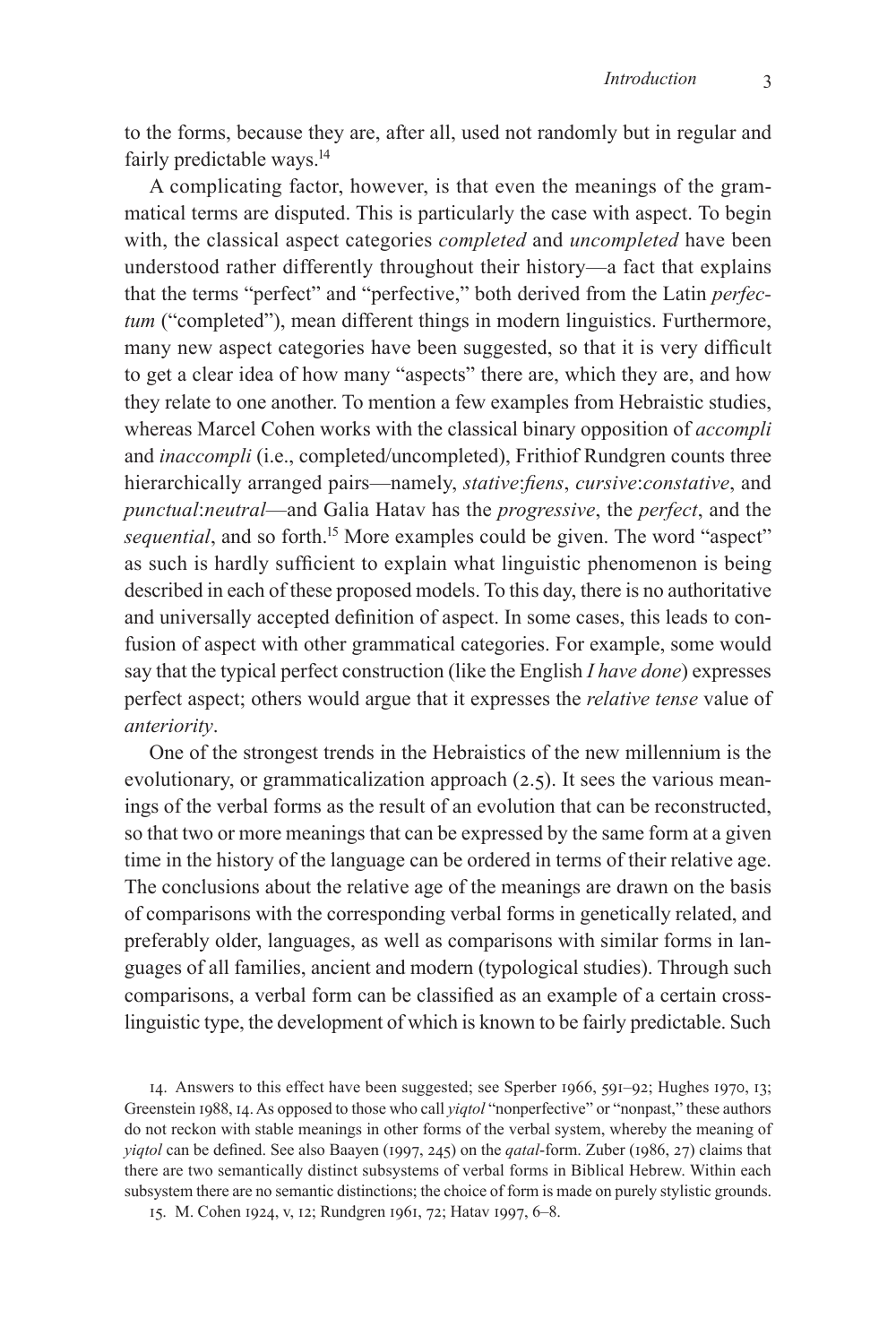to the forms, because they are, after all, used not randomly but in regular and fairly predictable ways.[14]

A complicating factor, however, is that even the meanings of the grammatical terms are disputed. This is particularly the case with aspect. To begin with, the classical aspect categories *completed* and *uncompleted* have been understood rather differently throughout their history—a fact that explains that the terms "perfect" and "perfective," both derived from the Latin *perfectum* ("completed"), mean different things in modern linguistics. Furthermore, many new aspect categories have been suggested, so that it is very difficult to get a clear idea of how many "aspects" there are, which they are, and how they relate to one another. To mention a few examples from Hebraistic studies, whereas Marcel Cohen works with the classical binary opposition of *accompli* and *inaccompli* (i.e., completed/uncompleted), Frithiof Rundgren counts three hierarchically arranged pairs—namely, *stative*:*fiens*, *cursive*:*constative*, and *punctual*:*neutral*—and Galia Hatav has the *progressive*, the *perfect*, and the *sequential*, and so forth.[15] More examples could be given. The word "aspect" as such is hardly sufficient to explain what linguistic phenomenon is being described in each of these proposed models. To this day, there is no authoritative and universally accepted definition of aspect. In some cases, this leads to confusion of aspect with other grammatical categories. For example, some would say that the typical perfect construction (like the English *I have done*) expresses perfect aspect; others would argue that it expresses the *relative tense* value of *anteriority*.

One of the strongest trends in the Hebraistics of the new millennium is the evolutionary, or grammaticalization approach (2.5). It sees the various meanings of the verbal forms as the result of an evolution that can be reconstructed, so that two or more meanings that can be expressed by the same form at a given time in the history of the language can be ordered in terms of their relative age. The conclusions about the relative age of the meanings are drawn on the basis of comparisons with the corresponding verbal forms in genetically related, and preferably older, languages, as well as comparisons with similar forms in languages of all families, ancient and modern (typological studies). Through such comparisons, a verbal form can be classified as an example of a certain cross-linguistic type, the development of which is known to be fairly predictable. Such

14. Answers to this effect have been suggested; see Sperber 1966, 591–92; Hughes 1970, 13; Greenstein 1988, 14. As opposed to those who call *yiqtol* "nonperfective" or "nonpast," these authors do not reckon with stable meanings in other forms of the verbal system, whereby the meaning of *yiqtol* can be defined. See also Baayen (1997, 245) on the *qatal*-form. Zuber (1986, 27) claims that there are two semantically distinct subsystems of verbal forms in Biblical Hebrew. Within each subsystem there are no semantic distinctions; the choice of form is made on purely stylistic grounds.

15. M. Cohen 1924, v, 12; Rundgren 1961, 72; Hatav 1997, 6–8.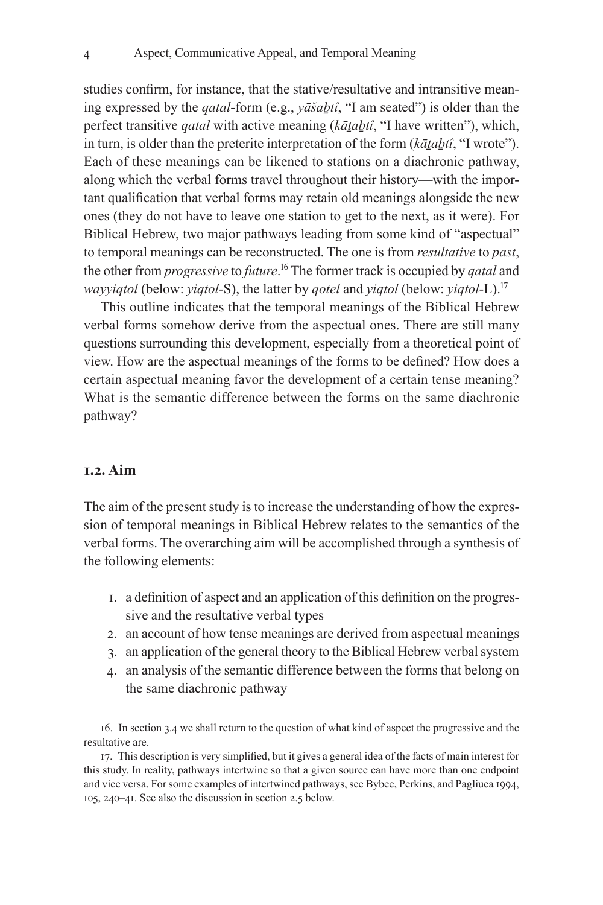studies confirm, for instance, that the stative/resultative and intransitive meaning expressed by the *qatal*-form (e.g., *yāšaḇtî*, "I am seated") is older than the perfect transitive *qatal* with active meaning (*kāṯaḇtî*, "I have written"), which, in turn, is older than the preterite interpretation of the form (*kāṯaḇtî*, "I wrote"). Each of these meanings can be likened to stations on a diachronic pathway, along which the verbal forms travel throughout their history—with the important qualification that verbal forms may retain old meanings alongside the new ones (they do not have to leave one station to get to the next, as it were). For Biblical Hebrew, two major pathways leading from some kind of "aspectual" to temporal meanings can be reconstructed. The one is from *resultative* to *past*, the other from *progressive* to *future*.[16] The former track is occupied by *qatal* and *wayyiqtol* (below: *yiqtol*-S), the latter by *qotel* and *yiqtol* (below: *yiqtol*-L).[17]

This outline indicates that the temporal meanings of the Biblical Hebrew verbal forms somehow derive from the aspectual ones. There are still many questions surrounding this development, especially from a theoretical point of view. How are the aspectual meanings of the forms to be defined? How does a certain aspectual meaning favor the development of a certain tense meaning? What is the semantic difference between the forms on the same diachronic pathway?

## 1.2. Aim

The aim of the present study is to increase the understanding of how the expression of temporal meanings in Biblical Hebrew relates to the semantics of the verbal forms. The overarching aim will be accomplished through a synthesis of the following elements:

1. a definition of aspect and an application of this definition on the progressive and the resultative verbal types
2. an account of how tense meanings are derived from aspectual meanings
3. an application of the general theory to the Biblical Hebrew verbal system
4. an analysis of the semantic difference between the forms that belong on the same diachronic pathway

16. In section 3.4 we shall return to the question of what kind of aspect the progressive and the resultative are.

17. This description is very simplified, but it gives a general idea of the facts of main interest for this study. In reality, pathways intertwine so that a given source can have more than one endpoint and vice versa. For some examples of intertwined pathways, see Bybee, Perkins, and Pagliuca 1994, 105, 240–41. See also the discussion in section 2.5 below.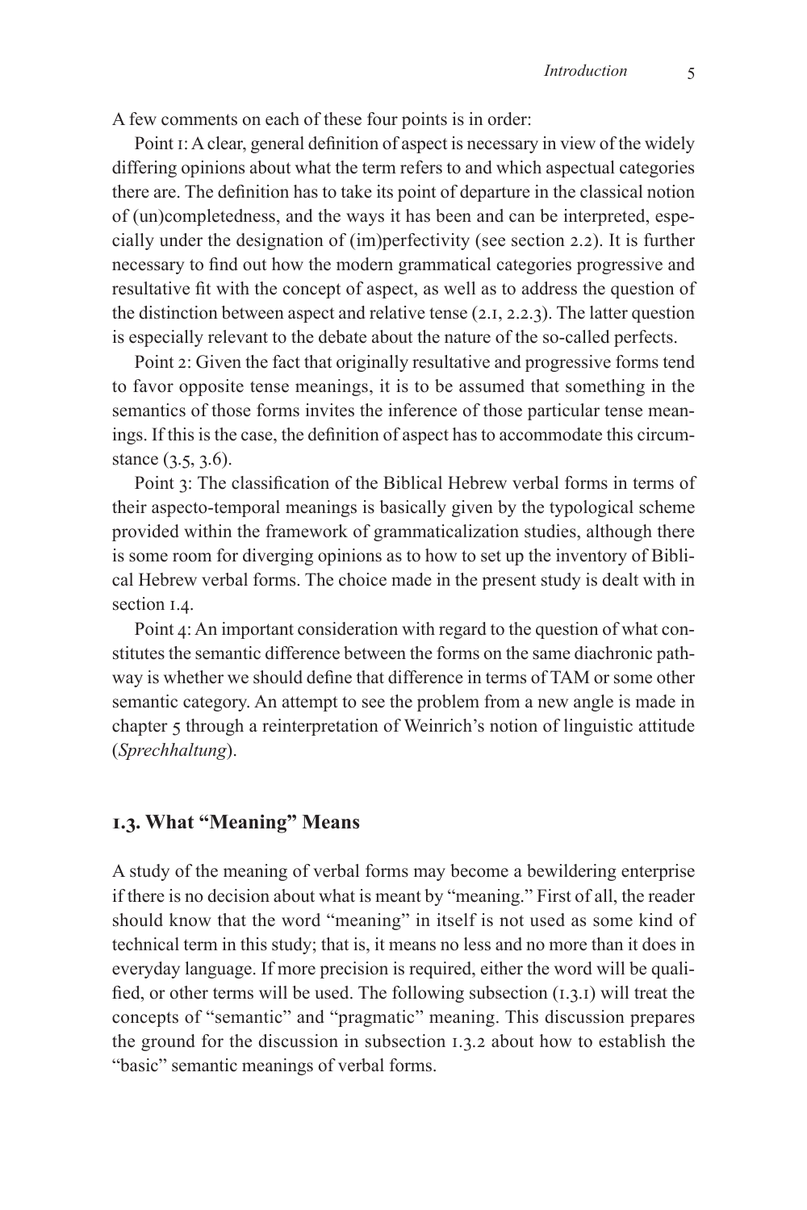A few comments on each of these four points is in order:

Point 1: A clear, general definition of aspect is necessary in view of the widely differing opinions about what the term refers to and which aspectual categories there are. The definition has to take its point of departure in the classical notion of (un)completedness, and the ways it has been and can be interpreted, especially under the designation of (im)perfectivity (see section 2.2). It is further necessary to find out how the modern grammatical categories progressive and resultative fit with the concept of aspect, as well as to address the question of the distinction between aspect and relative tense (2.1, 2.2.3). The latter question is especially relevant to the debate about the nature of the so-called perfects.

Point 2: Given the fact that originally resultative and progressive forms tend to favor opposite tense meanings, it is to be assumed that something in the semantics of those forms invites the inference of those particular tense meanings. If this is the case, the definition of aspect has to accommodate this circumstance (3.5, 3.6).

Point 3: The classification of the Biblical Hebrew verbal forms in terms of their aspecto-temporal meanings is basically given by the typological scheme provided within the framework of grammaticalization studies, although there is some room for diverging opinions as to how to set up the inventory of Biblical Hebrew verbal forms. The choice made in the present study is dealt with in section 1.4.

Point 4: An important consideration with regard to the question of what constitutes the semantic difference between the forms on the same diachronic pathway is whether we should define that difference in terms of TAM or some other semantic category. An attempt to see the problem from a new angle is made in chapter 5 through a reinterpretation of Weinrich's notion of linguistic attitude (*Sprechhaltung*).

## 1.3. What "Meaning" Means

A study of the meaning of verbal forms may become a bewildering enterprise if there is no decision about what is meant by "meaning." First of all, the reader should know that the word "meaning" in itself is not used as some kind of technical term in this study; that is, it means no less and no more than it does in everyday language. If more precision is required, either the word will be qualified, or other terms will be used. The following subsection (1.3.1) will treat the concepts of "semantic" and "pragmatic" meaning. This discussion prepares the ground for the discussion in subsection 1.3.2 about how to establish the "basic" semantic meanings of verbal forms.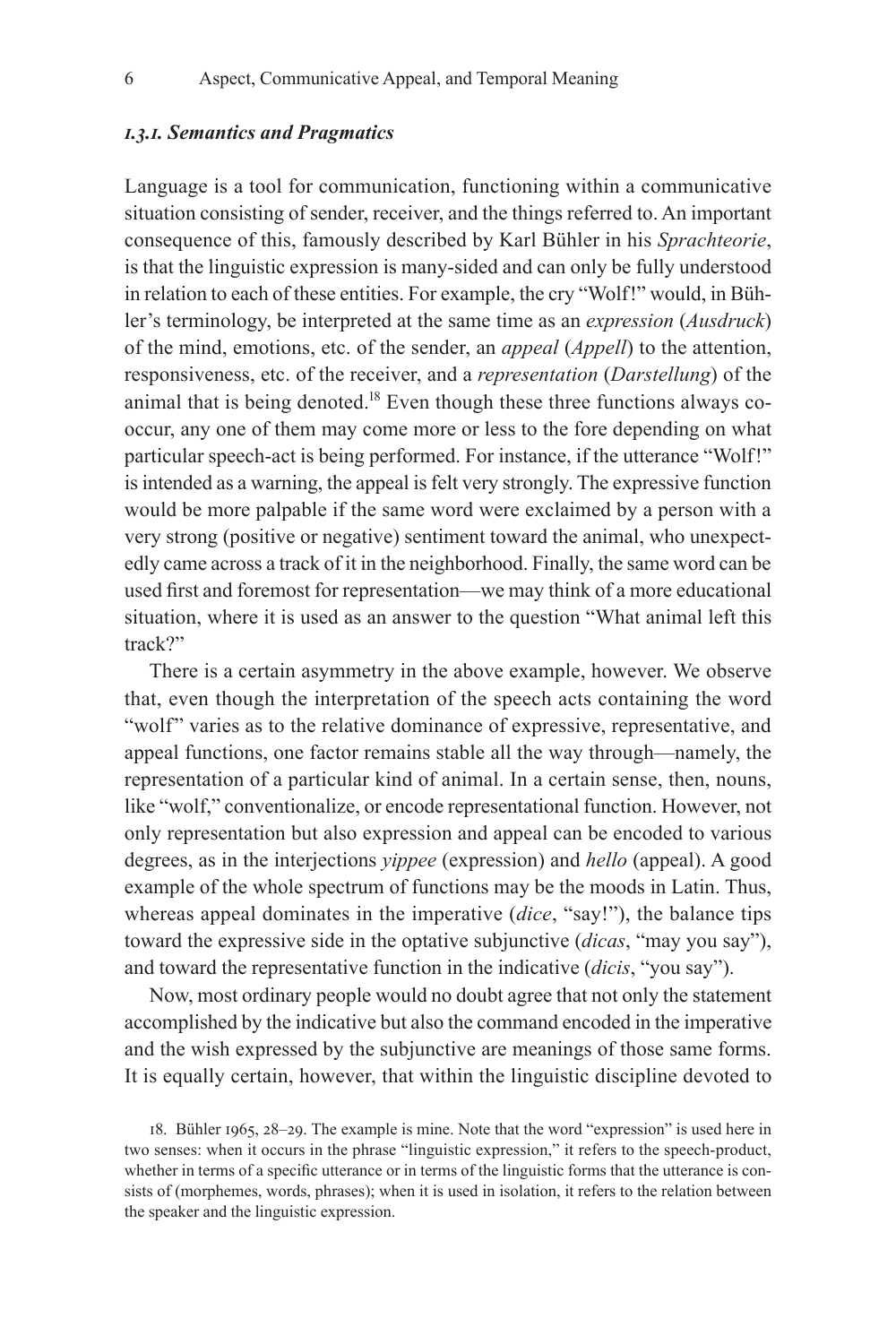### *1.3.1. Semantics and Pragmatics*

Language is a tool for communication, functioning within a communicative situation consisting of sender, receiver, and the things referred to. An important consequence of this, famously described by Karl Bühler in his *Sprachteorie*, is that the linguistic expression is many-sided and can only be fully understood in relation to each of these entities. For example, the cry "Wolf!" would, in Bühler's terminology, be interpreted at the same time as an *expression* (*Ausdruck*) of the mind, emotions, etc. of the sender, an *appeal* (*Appell*) to the attention, responsiveness, etc. of the receiver, and a *representation* (*Darstellung*) of the animal that is being denoted.[18] Even though these three functions always co-occur, any one of them may come more or less to the fore depending on what particular speech-act is being performed. For instance, if the utterance "Wolf!" is intended as a warning, the appeal is felt very strongly. The expressive function would be more palpable if the same word were exclaimed by a person with a very strong (positive or negative) sentiment toward the animal, who unexpectedly came across a track of it in the neighborhood. Finally, the same word can be used first and foremost for representation—we may think of a more educational situation, where it is used as an answer to the question "What animal left this track?"

There is a certain asymmetry in the above example, however. We observe that, even though the interpretation of the speech acts containing the word "wolf" varies as to the relative dominance of expressive, representative, and appeal functions, one factor remains stable all the way through—namely, the representation of a particular kind of animal. In a certain sense, then, nouns, like "wolf," conventionalize, or encode representational function. However, not only representation but also expression and appeal can be encoded to various degrees, as in the interjections *yippee* (expression) and *hello* (appeal). A good example of the whole spectrum of functions may be the moods in Latin. Thus, whereas appeal dominates in the imperative (*dice*, "say!"), the balance tips toward the expressive side in the optative subjunctive (*dicas*, "may you say"), and toward the representative function in the indicative (*dicis*, "you say").

Now, most ordinary people would no doubt agree that not only the statement accomplished by the indicative but also the command encoded in the imperative and the wish expressed by the subjunctive are meanings of those same forms. It is equally certain, however, that within the linguistic discipline devoted to

18. Bühler 1965, 28–29. The example is mine. Note that the word "expression" is used here in two senses: when it occurs in the phrase "linguistic expression," it refers to the speech-product, whether in terms of a specific utterance or in terms of the linguistic forms that the utterance is consists of (morphemes, words, phrases); when it is used in isolation, it refers to the relation between the speaker and the linguistic expression.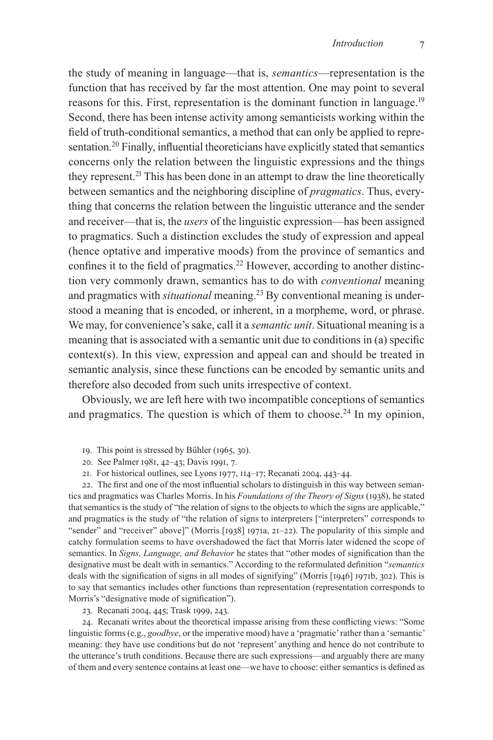the study of meaning in language—that is, *semantics*—representation is the function that has received by far the most attention. One may point to several reasons for this. First, representation is the dominant function in language.[19] Second, there has been intense activity among semanticists working within the field of truth-conditional semantics, a method that can only be applied to representation.[20] Finally, influential theoreticians have explicitly stated that semantics concerns only the relation between the linguistic expressions and the things they represent.[21] This has been done in an attempt to draw the line theoretically between semantics and the neighboring discipline of *pragmatics*. Thus, everything that concerns the relation between the linguistic utterance and the sender and receiver—that is, the *users* of the linguistic expression—has been assigned to pragmatics. Such a distinction excludes the study of expression and appeal (hence optative and imperative moods) from the province of semantics and confines it to the field of pragmatics.[22] However, according to another distinction very commonly drawn, semantics has to do with *conventional* meaning and pragmatics with *situational* meaning.[23] By conventional meaning is understood a meaning that is encoded, or inherent, in a morpheme, word, or phrase. We may, for convenience's sake, call it a *semantic unit*. Situational meaning is a meaning that is associated with a semantic unit due to conditions in (a) specific context(s). In this view, expression and appeal can and should be treated in semantic analysis, since these functions can be encoded by semantic units and therefore also decoded from such units irrespective of context.

Obviously, we are left here with two incompatible conceptions of semantics and pragmatics. The question is which of them to choose.[24] In my opinion,

19. This point is stressed by Bühler (1965, 30).

20. See Palmer 1981, 42–43; Davis 1991, 7.

21. For historical outlines, see Lyons 1977, 114–17; Recanati 2004, 443–44.

22. The first and one of the most influential scholars to distinguish in this way between semantics and pragmatics was Charles Morris. In his *Foundations of the Theory of Signs* (1938), he stated that semantics is the study of "the relation of signs to the objects to which the signs are applicable," and pragmatics is the study of "the relation of signs to interpreters ["interpreters" corresponds to "sender" and "receiver" above]" (Morris [1938] 1971a, 21–22). The popularity of this simple and catchy formulation seems to have overshadowed the fact that Morris later widened the scope of semantics. In *Signs, Language, and Behavior* he states that "other modes of signification than the designative must be dealt with in semantics." According to the reformulated definition "*semantics* deals with the signification of signs in all modes of signifying" (Morris [1946] 1971b, 302). This is to say that semantics includes other functions than representation (representation corresponds to Morris's "designative mode of signification").

23. Recanati 2004, 445; Trask 1999, 243.

24. Recanati writes about the theoretical impasse arising from these conflicting views: "Some linguistic forms (e.g., *goodbye*, or the imperative mood) have a 'pragmatic' rather than a 'semantic' meaning: they have use conditions but do not 'represent' anything and hence do not contribute to the utterance's truth conditions. Because there are such expressions—and arguably there are many of them and every sentence contains at least one—we have to choose: either semantics is defined as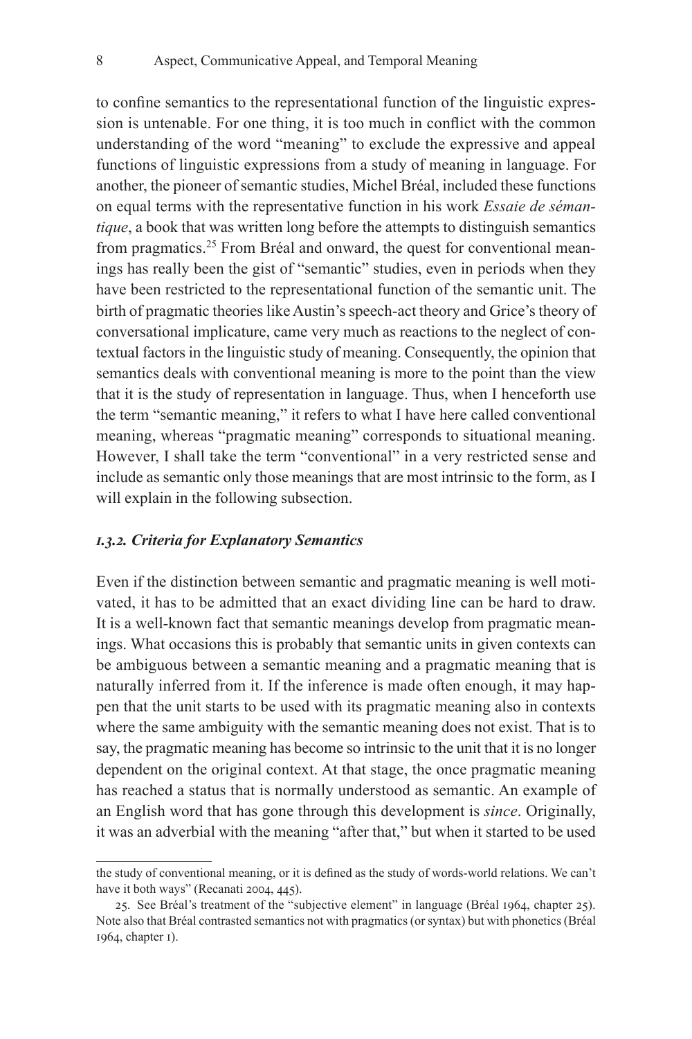to confine semantics to the representational function of the linguistic expression is untenable. For one thing, it is too much in conflict with the common understanding of the word "meaning" to exclude the expressive and appeal functions of linguistic expressions from a study of meaning in language. For another, the pioneer of semantic studies, Michel Bréal, included these functions on equal terms with the representative function in his work *Essaie de sémantique*, a book that was written long before the attempts to distinguish semantics from pragmatics.[25] From Bréal and onward, the quest for conventional meanings has really been the gist of "semantic" studies, even in periods when they have been restricted to the representational function of the semantic unit. The birth of pragmatic theories like Austin's speech-act theory and Grice's theory of conversational implicature, came very much as reactions to the neglect of contextual factors in the linguistic study of meaning. Consequently, the opinion that semantics deals with conventional meaning is more to the point than the view that it is the study of representation in language. Thus, when I henceforth use the term "semantic meaning," it refers to what I have here called conventional meaning, whereas "pragmatic meaning" corresponds to situational meaning. However, I shall take the term "conventional" in a very restricted sense and include as semantic only those meanings that are most intrinsic to the form, as I will explain in the following subsection.

### *1.3.2. Criteria for Explanatory Semantics*

Even if the distinction between semantic and pragmatic meaning is well motivated, it has to be admitted that an exact dividing line can be hard to draw. It is a well-known fact that semantic meanings develop from pragmatic meanings. What occasions this is probably that semantic units in given contexts can be ambiguous between a semantic meaning and a pragmatic meaning that is naturally inferred from it. If the inference is made often enough, it may happen that the unit starts to be used with its pragmatic meaning also in contexts where the same ambiguity with the semantic meaning does not exist. That is to say, the pragmatic meaning has become so intrinsic to the unit that it is no longer dependent on the original context. At that stage, the once pragmatic meaning has reached a status that is normally understood as semantic. An example of an English word that has gone through this development is *since*. Originally, it was an adverbial with the meaning "after that," but when it started to be used

---

the study of conventional meaning, or it is defined as the study of words-world relations. We can't have it both ways" (Recanati 2004, 445).

25. See Bréal's treatment of the "subjective element" in language (Bréal 1964, chapter 25). Note also that Bréal contrasted semantics not with pragmatics (or syntax) but with phonetics (Bréal 1964, chapter 1).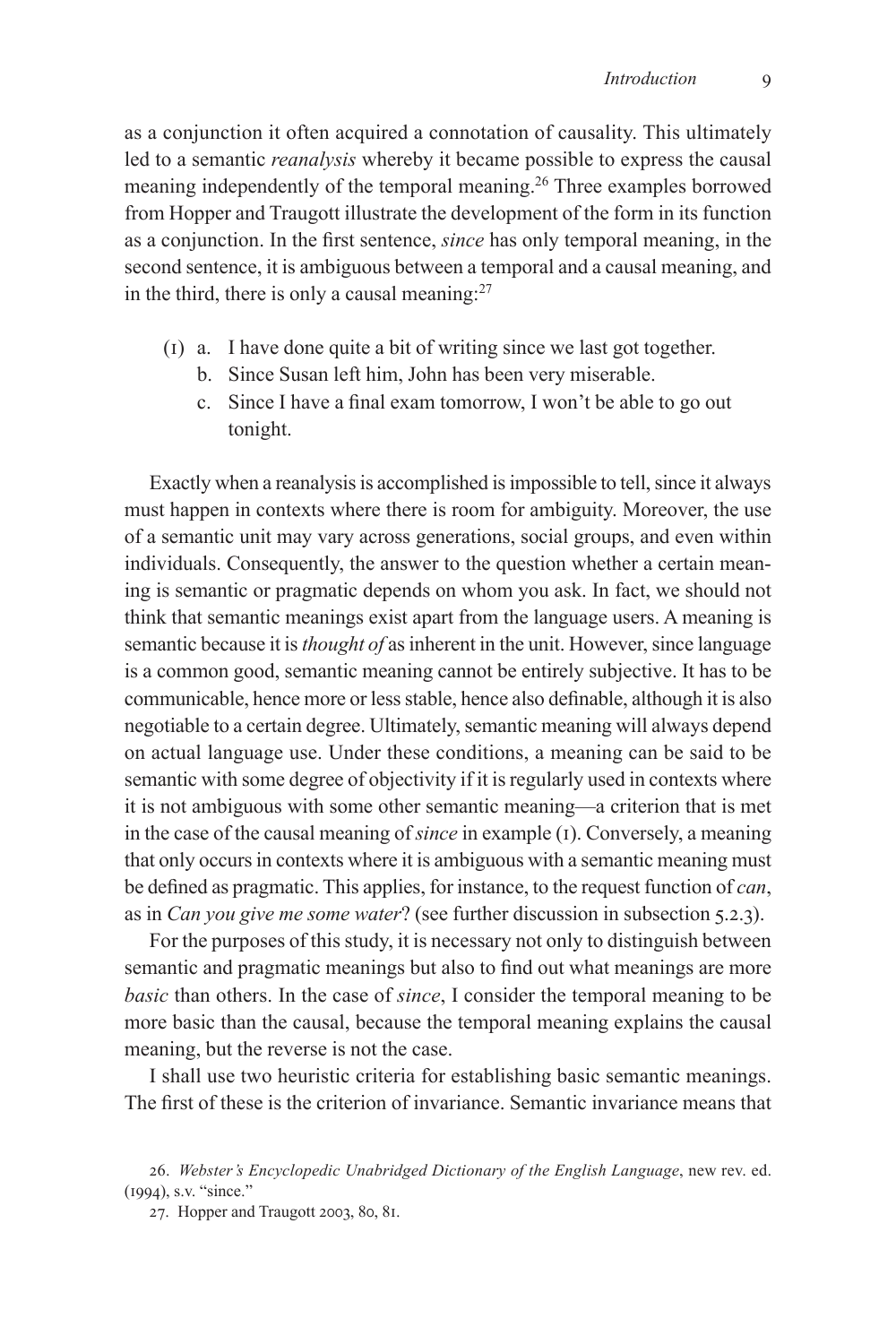as a conjunction it often acquired a connotation of causality. This ultimately led to a semantic *reanalysis* whereby it became possible to express the causal meaning independently of the temporal meaning.[26] Three examples borrowed from Hopper and Traugott illustrate the development of the form in its function as a conjunction. In the first sentence, *since* has only temporal meaning, in the second sentence, it is ambiguous between a temporal and a causal meaning, and in the third, there is only a causal meaning:[27]

(1) a. I have done quite a bit of writing since we last got together.
    b. Since Susan left him, John has been very miserable.
    c. Since I have a final exam tomorrow, I won't be able to go out tonight.

Exactly when a reanalysis is accomplished is impossible to tell, since it always must happen in contexts where there is room for ambiguity. Moreover, the use of a semantic unit may vary across generations, social groups, and even within individuals. Consequently, the answer to the question whether a certain meaning is semantic or pragmatic depends on whom you ask. In fact, we should not think that semantic meanings exist apart from the language users. A meaning is semantic because it is *thought of* as inherent in the unit. However, since language is a common good, semantic meaning cannot be entirely subjective. It has to be communicable, hence more or less stable, hence also definable, although it is also negotiable to a certain degree. Ultimately, semantic meaning will always depend on actual language use. Under these conditions, a meaning can be said to be semantic with some degree of objectivity if it is regularly used in contexts where it is not ambiguous with some other semantic meaning—a criterion that is met in the case of the causal meaning of *since* in example (1). Conversely, a meaning that only occurs in contexts where it is ambiguous with a semantic meaning must be defined as pragmatic. This applies, for instance, to the request function of *can*, as in *Can you give me some water*? (see further discussion in subsection 5.2.3).

For the purposes of this study, it is necessary not only to distinguish between semantic and pragmatic meanings but also to find out what meanings are more *basic* than others. In the case of *since*, I consider the temporal meaning to be more basic than the causal, because the temporal meaning explains the causal meaning, but the reverse is not the case.

I shall use two heuristic criteria for establishing basic semantic meanings. The first of these is the criterion of invariance. Semantic invariance means that

26. *Webster's Encyclopedic Unabridged Dictionary of the English Language*, new rev. ed. (1994), s.v. "since."

27. Hopper and Traugott 2003, 80, 81.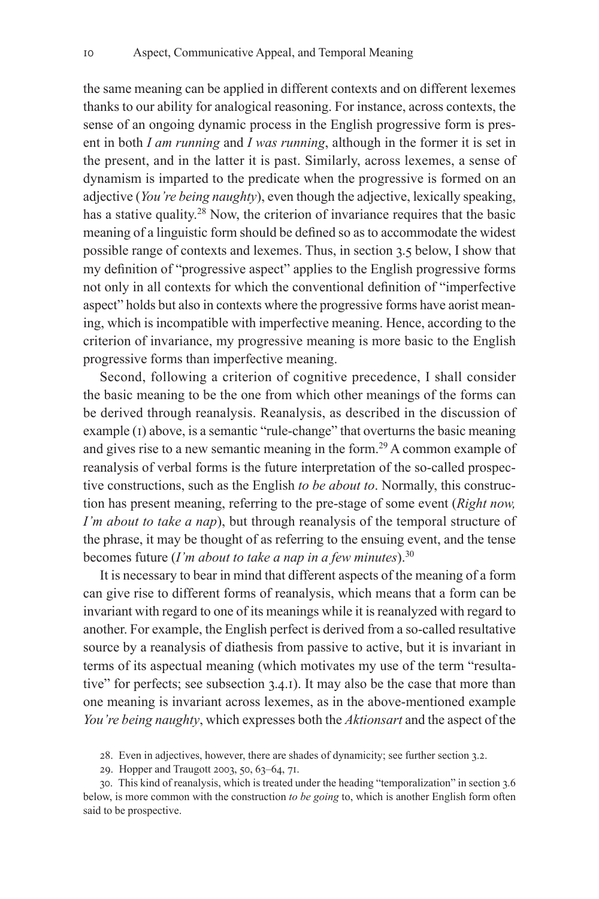the same meaning can be applied in different contexts and on different lexemes thanks to our ability for analogical reasoning. For instance, across contexts, the sense of an ongoing dynamic process in the English progressive form is present in both *I am running* and *I was running*, although in the former it is set in the present, and in the latter it is past. Similarly, across lexemes, a sense of dynamism is imparted to the predicate when the progressive is formed on an adjective (*You're being naughty*), even though the adjective, lexically speaking, has a stative quality.[28] Now, the criterion of invariance requires that the basic meaning of a linguistic form should be defined so as to accommodate the widest possible range of contexts and lexemes. Thus, in section 3.5 below, I show that my definition of "progressive aspect" applies to the English progressive forms not only in all contexts for which the conventional definition of "imperfective aspect" holds but also in contexts where the progressive forms have aorist meaning, which is incompatible with imperfective meaning. Hence, according to the criterion of invariance, my progressive meaning is more basic to the English progressive forms than imperfective meaning.

Second, following a criterion of cognitive precedence, I shall consider the basic meaning to be the one from which other meanings of the forms can be derived through reanalysis. Reanalysis, as described in the discussion of example (1) above, is a semantic "rule-change" that overturns the basic meaning and gives rise to a new semantic meaning in the form.[29] A common example of reanalysis of verbal forms is the future interpretation of the so-called prospective constructions, such as the English *to be about to*. Normally, this construction has present meaning, referring to the pre-stage of some event (*Right now, I'm about to take a nap*), but through reanalysis of the temporal structure of the phrase, it may be thought of as referring to the ensuing event, and the tense becomes future (*I'm about to take a nap in a few minutes*).[30]

It is necessary to bear in mind that different aspects of the meaning of a form can give rise to different forms of reanalysis, which means that a form can be invariant with regard to one of its meanings while it is reanalyzed with regard to another. For example, the English perfect is derived from a so-called resultative source by a reanalysis of diathesis from passive to active, but it is invariant in terms of its aspectual meaning (which motivates my use of the term "resultative" for perfects; see subsection 3.4.1). It may also be the case that more than one meaning is invariant across lexemes, as in the above-mentioned example *You're being naughty*, which expresses both the *Aktionsart* and the aspect of the

28. Even in adjectives, however, there are shades of dynamicity; see further section 3.2.

29. Hopper and Traugott 2003, 50, 63–64, 71.

30. This kind of reanalysis, which is treated under the heading "temporalization" in section 3.6 below, is more common with the construction *to be going* to, which is another English form often said to be prospective.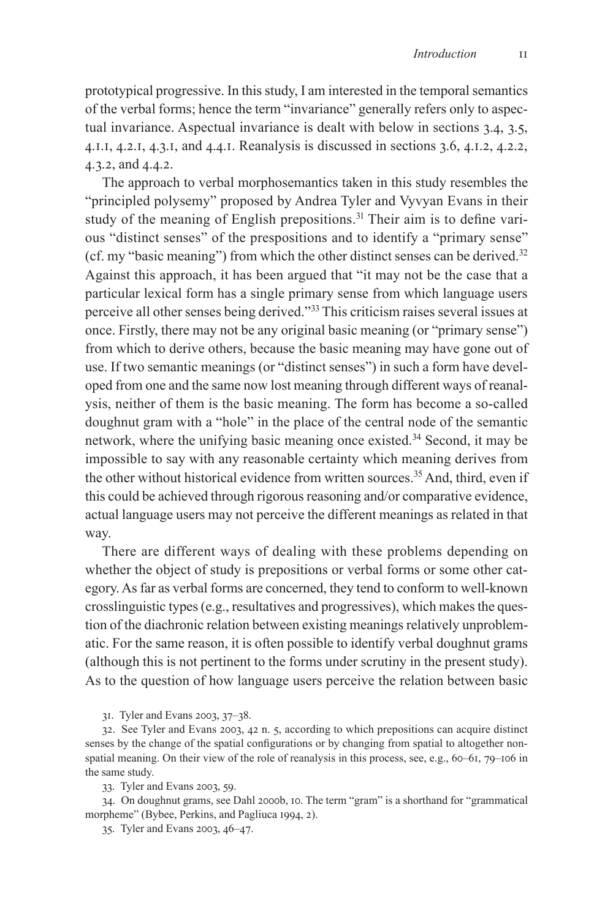prototypical progressive. In this study, I am interested in the temporal semantics of the verbal forms; hence the term "invariance" generally refers only to aspectual invariance. Aspectual invariance is dealt with below in sections 3.4, 3.5, 4.1.1, 4.2.1, 4.3.1, and 4.4.1. Reanalysis is discussed in sections 3.6, 4.1.2, 4.2.2, 4.3.2, and 4.4.2.

The approach to verbal morphosemantics taken in this study resembles the "principled polysemy" proposed by Andrea Tyler and Vyvyan Evans in their study of the meaning of English prepositions.[31] Their aim is to define various "distinct senses" of the prespositions and to identify a "primary sense" (cf. my "basic meaning") from which the other distinct senses can be derived.[32] Against this approach, it has been argued that "it may not be the case that a particular lexical form has a single primary sense from which language users perceive all other senses being derived."[33] This criticism raises several issues at once. Firstly, there may not be any original basic meaning (or "primary sense") from which to derive others, because the basic meaning may have gone out of use. If two semantic meanings (or "distinct senses") in such a form have developed from one and the same now lost meaning through different ways of reanalysis, neither of them is the basic meaning. The form has become a so-called doughnut gram with a "hole" in the place of the central node of the semantic network, where the unifying basic meaning once existed.[34] Second, it may be impossible to say with any reasonable certainty which meaning derives from the other without historical evidence from written sources.[35] And, third, even if this could be achieved through rigorous reasoning and/or comparative evidence, actual language users may not perceive the different meanings as related in that way.

There are different ways of dealing with these problems depending on whether the object of study is prepositions or verbal forms or some other category. As far as verbal forms are concerned, they tend to conform to well-known crosslinguistic types (e.g., resultatives and progressives), which makes the question of the diachronic relation between existing meanings relatively unproblematic. For the same reason, it is often possible to identify verbal doughnut grams (although this is not pertinent to the forms under scrutiny in the present study). As to the question of how language users perceive the relation between basic

31. Tyler and Evans 2003, 37–38.

32. See Tyler and Evans 2003, 42 n. 5, according to which prepositions can acquire distinct senses by the change of the spatial configurations or by changing from spatial to altogether nonspatial meaning. On their view of the role of reanalysis in this process, see, e.g., 60–61, 79–106 in the same study.

33. Tyler and Evans 2003, 59.

34. On doughnut grams, see Dahl 2000b, 10. The term "gram" is a shorthand for "grammatical morpheme" (Bybee, Perkins, and Pagliuca 1994, 2).

35. Tyler and Evans 2003, 46–47.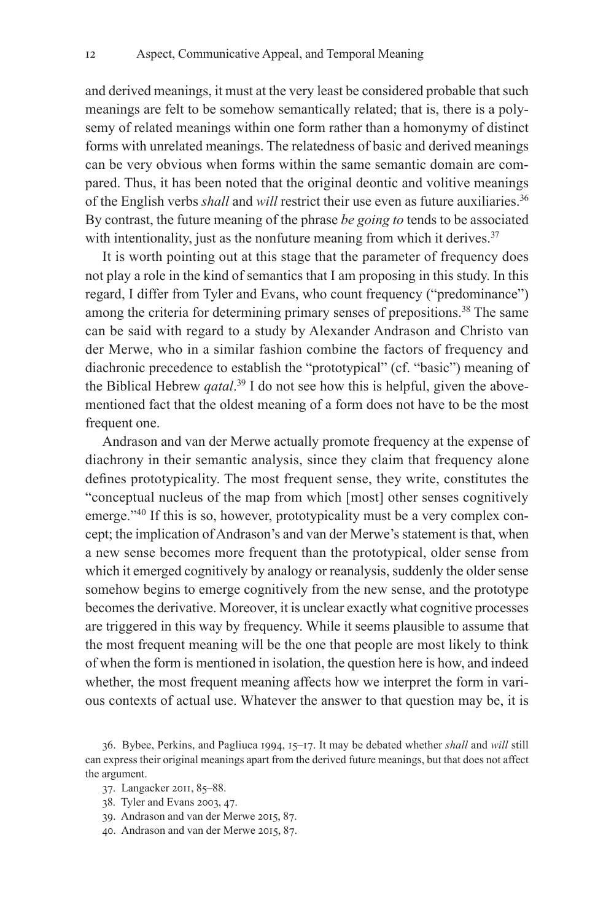and derived meanings, it must at the very least be considered probable that such meanings are felt to be somehow semantically related; that is, there is a polysemy of related meanings within one form rather than a homonymy of distinct forms with unrelated meanings. The relatedness of basic and derived meanings can be very obvious when forms within the same semantic domain are compared. Thus, it has been noted that the original deontic and volitive meanings of the English verbs *shall* and *will* restrict their use even as future auxiliaries.[36] By contrast, the future meaning of the phrase *be going to* tends to be associated with intentionality, just as the nonfuture meaning from which it derives.[37]

It is worth pointing out at this stage that the parameter of frequency does not play a role in the kind of semantics that I am proposing in this study. In this regard, I differ from Tyler and Evans, who count frequency ("predominance") among the criteria for determining primary senses of prepositions.[38] The same can be said with regard to a study by Alexander Andrason and Christo van der Merwe, who in a similar fashion combine the factors of frequency and diachronic precedence to establish the "prototypical" (cf. "basic") meaning of the Biblical Hebrew *qatal*.[39] I do not see how this is helpful, given the above-mentioned fact that the oldest meaning of a form does not have to be the most frequent one.

Andrason and van der Merwe actually promote frequency at the expense of diachrony in their semantic analysis, since they claim that frequency alone defines prototypicality. The most frequent sense, they write, constitutes the "conceptual nucleus of the map from which [most] other senses cognitively emerge."[40] If this is so, however, prototypicality must be a very complex concept; the implication of Andrason's and van der Merwe's statement is that, when a new sense becomes more frequent than the prototypical, older sense from which it emerged cognitively by analogy or reanalysis, suddenly the older sense somehow begins to emerge cognitively from the new sense, and the prototype becomes the derivative. Moreover, it is unclear exactly what cognitive processes are triggered in this way by frequency. While it seems plausible to assume that the most frequent meaning will be the one that people are most likely to think of when the form is mentioned in isolation, the question here is how, and indeed whether, the most frequent meaning affects how we interpret the form in various contexts of actual use. Whatever the answer to that question may be, it is

36. Bybee, Perkins, and Pagliuca 1994, 15–17. It may be debated whether *shall* and *will* still can express their original meanings apart from the derived future meanings, but that does not affect the argument.

37. Langacker 2011, 85–88.

38. Tyler and Evans 2003, 47.

39. Andrason and van der Merwe 2015, 87.

40. Andrason and van der Merwe 2015, 87.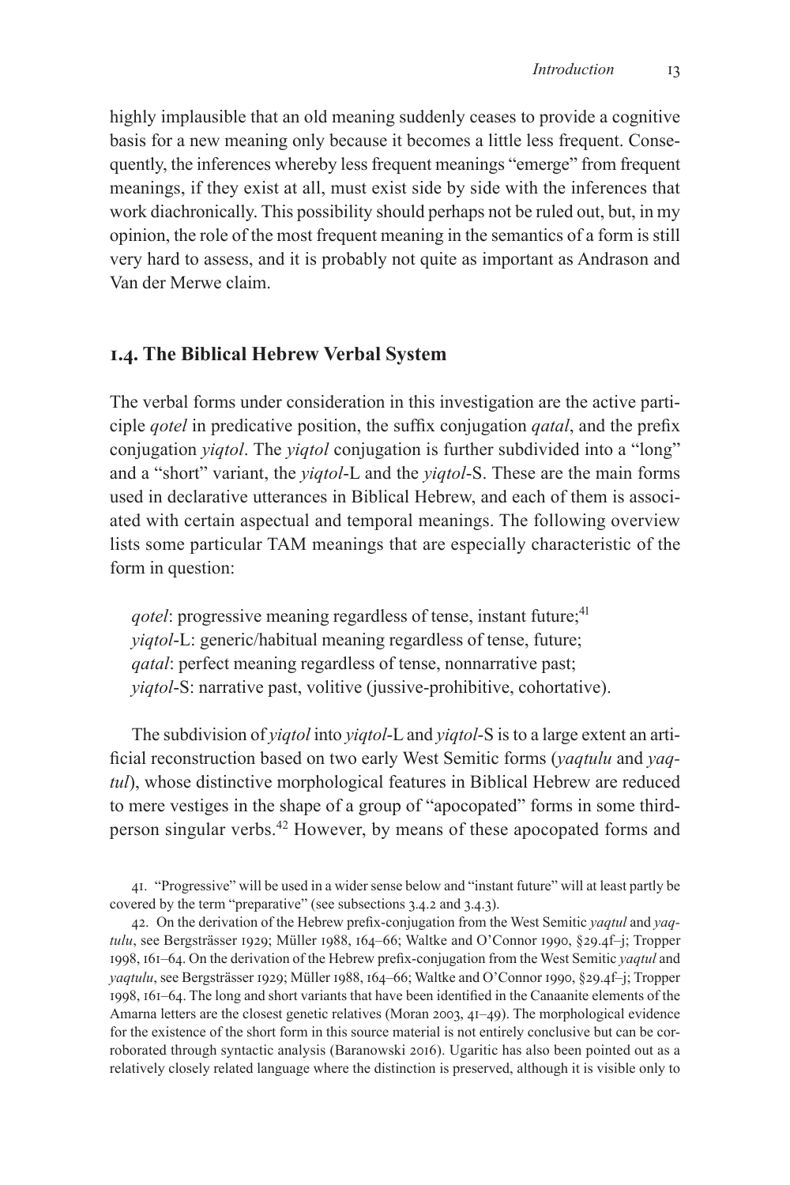highly implausible that an old meaning suddenly ceases to provide a cognitive basis for a new meaning only because it becomes a little less frequent. Consequently, the inferences whereby less frequent meanings "emerge" from frequent meanings, if they exist at all, must exist side by side with the inferences that work diachronically. This possibility should perhaps not be ruled out, but, in my opinion, the role of the most frequent meaning in the semantics of a form is still very hard to assess, and it is probably not quite as important as Andrason and Van der Merwe claim.

## 1.4. The Biblical Hebrew Verbal System

The verbal forms under consideration in this investigation are the active participle *qotel* in predicative position, the suffix conjugation *qatal*, and the prefix conjugation *yiqtol*. The *yiqtol* conjugation is further subdivided into a "long" and a "short" variant, the *yiqtol*-L and the *yiqtol*-S. These are the main forms used in declarative utterances in Biblical Hebrew, and each of them is associated with certain aspectual and temporal meanings. The following overview lists some particular TAM meanings that are especially characteristic of the form in question:

> *qotel*: progressive meaning regardless of tense, instant future;[41]
> *yiqtol*-L: generic/habitual meaning regardless of tense, future;
> *qatal*: perfect meaning regardless of tense, nonnarrative past;
> *yiqtol*-S: narrative past, volitive (jussive-prohibitive, cohortative).

The subdivision of *yiqtol* into *yiqtol*-L and *yiqtol*-S is to a large extent an artificial reconstruction based on two early West Semitic forms (*yaqtulu* and *yaqtul*), whose distinctive morphological features in Biblical Hebrew are reduced to mere vestiges in the shape of a group of "apocopated" forms in some third-person singular verbs.[42] However, by means of these apocopated forms and

---

41. "Progressive" will be used in a wider sense below and "instant future" will at least partly be covered by the term "preparative" (see subsections 3.4.2 and 3.4.3).

42. On the derivation of the Hebrew prefix-conjugation from the West Semitic *yaqtul* and *yaqtulu*, see Bergsträsser 1929; Müller 1988, 164–66; Waltke and O'Connor 1990, §29.4f–j; Tropper 1998, 161–64. On the derivation of the Hebrew prefix-conjugation from the West Semitic *yaqtul* and *yaqtulu*, see Bergsträsser 1929; Müller 1988, 164–66; Waltke and O'Connor 1990, §29.4f–j; Tropper 1998, 161–64. The long and short variants that have been identified in the Canaanite elements of the Amarna letters are the closest genetic relatives (Moran 2003, 41–49). The morphological evidence for the existence of the short form in this source material is not entirely conclusive but can be corroborated through syntactic analysis (Baranowski 2016). Ugaritic has also been pointed out as a relatively closely related language where the distinction is preserved, although it is visible only to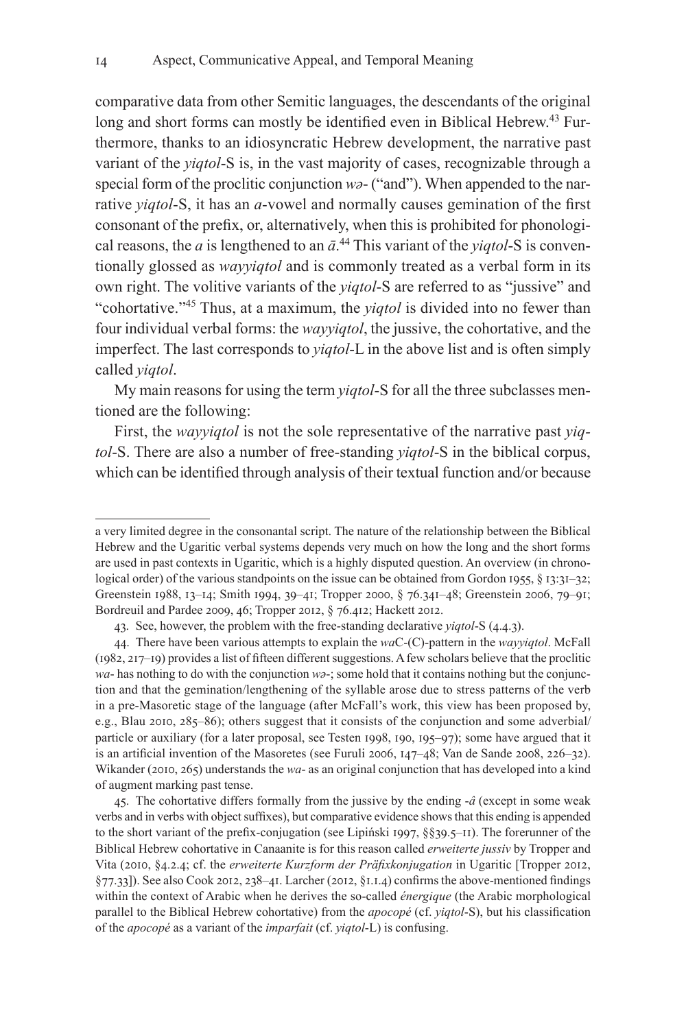comparative data from other Semitic languages, the descendants of the original long and short forms can mostly be identified even in Biblical Hebrew.[43] Furthermore, thanks to an idiosyncratic Hebrew development, the narrative past variant of the *yiqtol*-S is, in the vast majority of cases, recognizable through a special form of the proclitic conjunction *wə*- ("and"). When appended to the narrative *yiqtol*-S, it has an *a*-vowel and normally causes gemination of the first consonant of the prefix, or, alternatively, when this is prohibited for phonological reasons, the *a* is lengthened to an *ā*.[44] This variant of the *yiqtol*-S is conventionally glossed as *wayyiqtol* and is commonly treated as a verbal form in its own right. The volitive variants of the *yiqtol*-S are referred to as "jussive" and "cohortative."[45] Thus, at a maximum, the *yiqtol* is divided into no fewer than four individual verbal forms: the *wayyiqtol*, the jussive, the cohortative, and the imperfect. The last corresponds to *yiqtol*-L in the above list and is often simply called *yiqtol*.

My main reasons for using the term *yiqtol*-S for all the three subclasses mentioned are the following:

First, the *wayyiqtol* is not the sole representative of the narrative past *yiqtol*-S. There are also a number of free-standing *yiqtol*-S in the biblical corpus, which can be identified through analysis of their textual function and/or because

---

a very limited degree in the consonantal script. The nature of the relationship between the Biblical Hebrew and the Ugaritic verbal systems depends very much on how the long and the short forms are used in past contexts in Ugaritic, which is a highly disputed question. An overview (in chronological order) of the various standpoints on the issue can be obtained from Gordon 1955, § 13:31–32; Greenstein 1988, 13–14; Smith 1994, 39–41; Tropper 2000, § 76.341–48; Greenstein 2006, 79–91; Bordreuil and Pardee 2009, 46; Tropper 2012, § 76.412; Hackett 2012.

43. See, however, the problem with the free-standing declarative *yiqtol*-S (4.4.3).

44. There have been various attempts to explain the *wa*C-(C)-pattern in the *wayyiqtol*. McFall (1982, 217–19) provides a list of fifteen different suggestions. A few scholars believe that the proclitic *wa*- has nothing to do with the conjunction *wə*-; some hold that it contains nothing but the conjunction and that the gemination/lengthening of the syllable arose due to stress patterns of the verb in a pre-Masoretic stage of the language (after McFall's work, this view has been proposed by, e.g., Blau 2010, 285–86); others suggest that it consists of the conjunction and some adverbial/particle or auxiliary (for a later proposal, see Testen 1998, 190, 195–97); some have argued that it is an artificial invention of the Masoretes (see Furuli 2006, 147–48; Van de Sande 2008, 226–32). Wikander (2010, 265) understands the *wa*- as an original conjunction that has developed into a kind of augment marking past tense.

45. The cohortative differs formally from the jussive by the ending -*â* (except in some weak verbs and in verbs with object suffixes), but comparative evidence shows that this ending is appended to the short variant of the prefix-conjugation (see Lipiński 1997, §§39.5–11). The forerunner of the Biblical Hebrew cohortative in Canaanite is for this reason called *erweiterte jussiv* by Tropper and Vita (2010, §4.2.4; cf. the *erweiterte Kurzform der Präfixkonjugation* in Ugaritic [Tropper 2012, §77.33]). See also Cook 2012, 238–41. Larcher (2012, §1.1.4) confirms the above-mentioned findings within the context of Arabic when he derives the so-called *énergique* (the Arabic morphological parallel to the Biblical Hebrew cohortative) from the *apocopé* (cf. *yiqtol*-S), but his classification of the *apocopé* as a variant of the *imparfait* (cf. *yiqtol*-L) is confusing.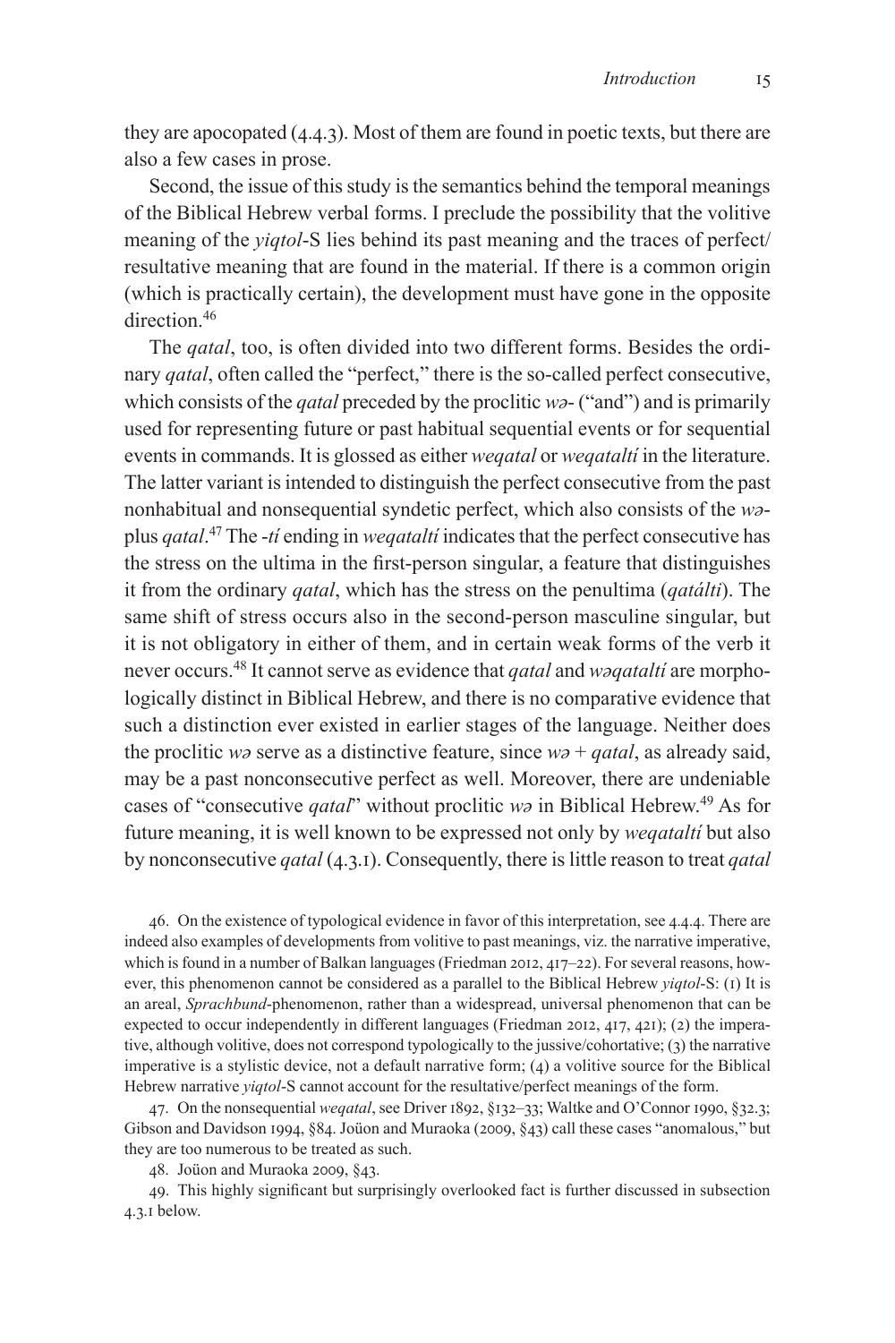they are apocopated (4.4.3). Most of them are found in poetic texts, but there are also a few cases in prose.

Second, the issue of this study is the semantics behind the temporal meanings of the Biblical Hebrew verbal forms. I preclude the possibility that the volitive meaning of the *yiqtol*-S lies behind its past meaning and the traces of perfect/resultative meaning that are found in the material. If there is a common origin (which is practically certain), the development must have gone in the opposite direction.[46]

The *qatal*, too, is often divided into two different forms. Besides the ordinary *qatal*, often called the "perfect," there is the so-called perfect consecutive, which consists of the *qatal* preceded by the proclitic *wə*- ("and") and is primarily used for representing future or past habitual sequential events or for sequential events in commands. It is glossed as either *weqatal* or *weqataltí* in the literature. The latter variant is intended to distinguish the perfect consecutive from the past nonhabitual and nonsequential syndetic perfect, which also consists of the *wə*- plus *qatal*.[47] The -*tí* ending in *weqataltí* indicates that the perfect consecutive has the stress on the ultima in the first-person singular, a feature that distinguishes it from the ordinary *qatal*, which has the stress on the penultima (*qatálti*). The same shift of stress occurs also in the second-person masculine singular, but it is not obligatory in either of them, and in certain weak forms of the verb it never occurs.[48] It cannot serve as evidence that *qatal* and *wəqataltí* are morphologically distinct in Biblical Hebrew, and there is no comparative evidence that such a distinction ever existed in earlier stages of the language. Neither does the proclitic *wə* serve as a distinctive feature, since *wə* + *qatal*, as already said, may be a past nonconsecutive perfect as well. Moreover, there are undeniable cases of "consecutive *qatal*" without proclitic *wə* in Biblical Hebrew.[49] As for future meaning, it is well known to be expressed not only by *weqataltí* but also by nonconsecutive *qatal* (4.3.1). Consequently, there is little reason to treat *qatal*

46. On the existence of typological evidence in favor of this interpretation, see 4.4.4. There are indeed also examples of developments from volitive to past meanings, viz. the narrative imperative, which is found in a number of Balkan languages (Friedman 2012, 417–22). For several reasons, however, this phenomenon cannot be considered as a parallel to the Biblical Hebrew *yiqtol*-S: (1) It is an areal, *Sprachbund*-phenomenon, rather than a widespread, universal phenomenon that can be expected to occur independently in different languages (Friedman 2012, 417, 421); (2) the imperative, although volitive, does not correspond typologically to the jussive/cohortative; (3) the narrative imperative is a stylistic device, not a default narrative form; (4) a volitive source for the Biblical Hebrew narrative *yiqtol*-S cannot account for the resultative/perfect meanings of the form.

47. On the nonsequential *weqatal*, see Driver 1892, §132–33; Waltke and O'Connor 1990, §32.3; Gibson and Davidson 1994, §84. Joüon and Muraoka (2009, §43) call these cases "anomalous," but they are too numerous to be treated as such.

48. Joüon and Muraoka 2009, §43.

49. This highly significant but surprisingly overlooked fact is further discussed in subsection 4.3.1 below.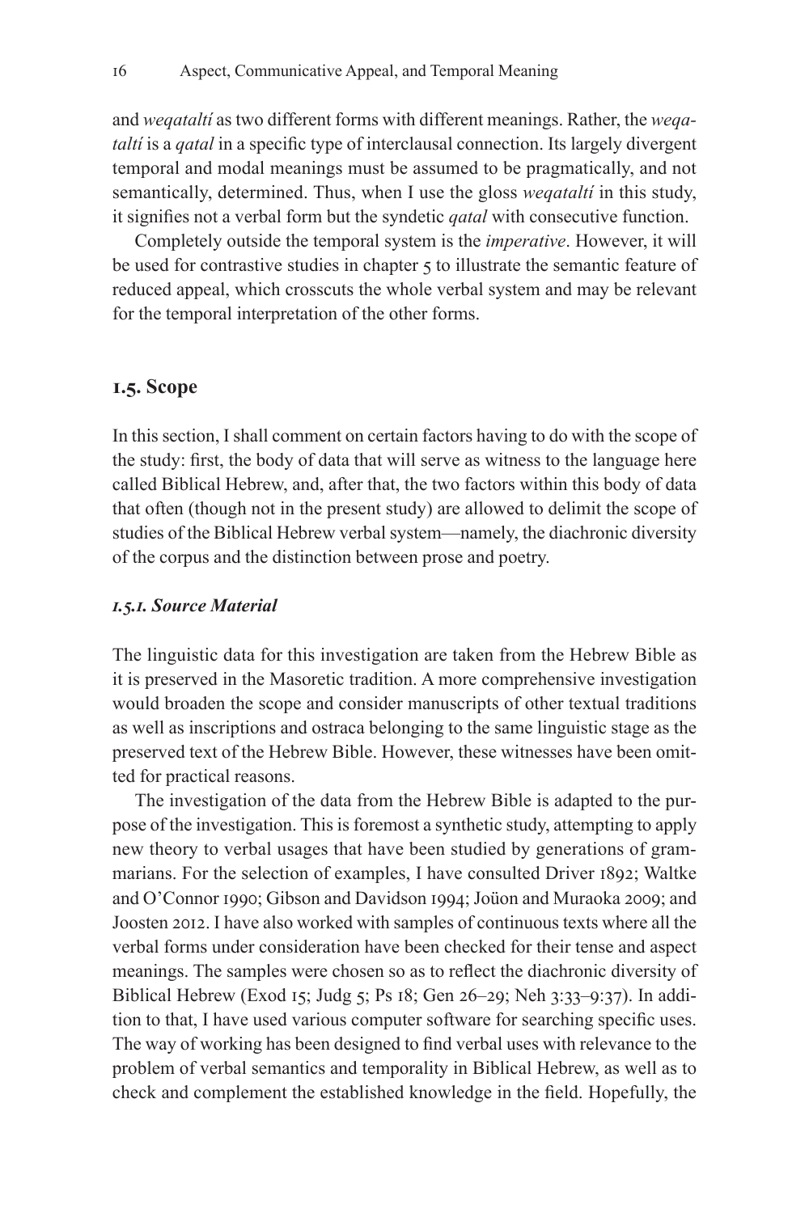and *weqataltí* as two different forms with different meanings. Rather, the *weqataltí* is a *qatal* in a specific type of interclausal connection. Its largely divergent temporal and modal meanings must be assumed to be pragmatically, and not semantically, determined. Thus, when I use the gloss *weqataltí* in this study, it signifies not a verbal form but the syndetic *qatal* with consecutive function.

Completely outside the temporal system is the *imperative*. However, it will be used for contrastive studies in chapter 5 to illustrate the semantic feature of reduced appeal, which crosscuts the whole verbal system and may be relevant for the temporal interpretation of the other forms.

## 1.5. Scope

In this section, I shall comment on certain factors having to do with the scope of the study: first, the body of data that will serve as witness to the language here called Biblical Hebrew, and, after that, the two factors within this body of data that often (though not in the present study) are allowed to delimit the scope of studies of the Biblical Hebrew verbal system—namely, the diachronic diversity of the corpus and the distinction between prose and poetry.

### *1.5.1. Source Material*

The linguistic data for this investigation are taken from the Hebrew Bible as it is preserved in the Masoretic tradition. A more comprehensive investigation would broaden the scope and consider manuscripts of other textual traditions as well as inscriptions and ostraca belonging to the same linguistic stage as the preserved text of the Hebrew Bible. However, these witnesses have been omitted for practical reasons.

The investigation of the data from the Hebrew Bible is adapted to the purpose of the investigation. This is foremost a synthetic study, attempting to apply new theory to verbal usages that have been studied by generations of grammarians. For the selection of examples, I have consulted Driver 1892; Waltke and O'Connor 1990; Gibson and Davidson 1994; Joüon and Muraoka 2009; and Joosten 2012. I have also worked with samples of continuous texts where all the verbal forms under consideration have been checked for their tense and aspect meanings. The samples were chosen so as to reflect the diachronic diversity of Biblical Hebrew (Exod 15; Judg 5; Ps 18; Gen 26–29; Neh 3:33–9:37). In addition to that, I have used various computer software for searching specific uses. The way of working has been designed to find verbal uses with relevance to the problem of verbal semantics and temporality in Biblical Hebrew, as well as to check and complement the established knowledge in the field. Hopefully, the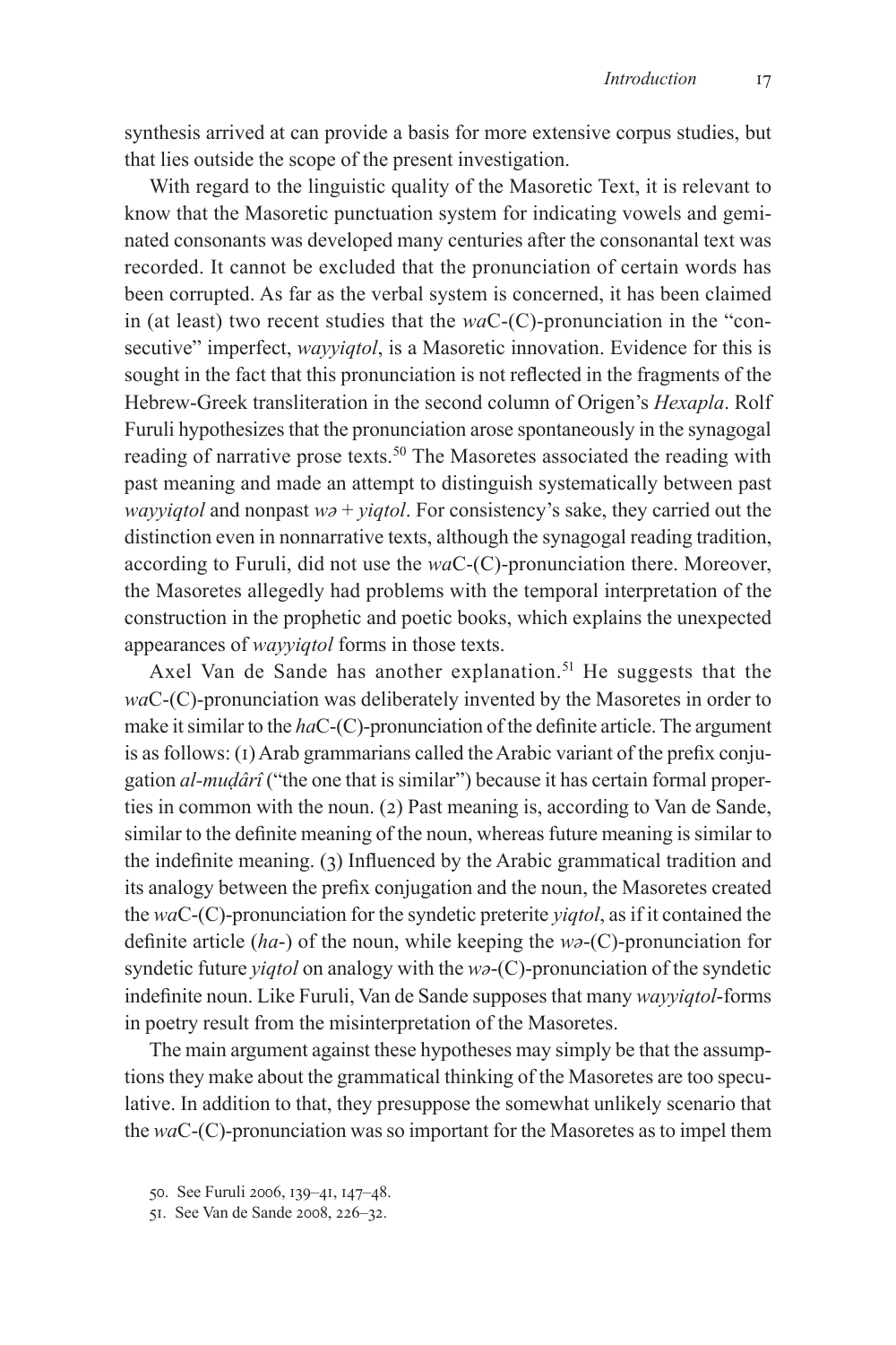synthesis arrived at can provide a basis for more extensive corpus studies, but that lies outside the scope of the present investigation.

With regard to the linguistic quality of the Masoretic Text, it is relevant to know that the Masoretic punctuation system for indicating vowels and geminated consonants was developed many centuries after the consonantal text was recorded. It cannot be excluded that the pronunciation of certain words has been corrupted. As far as the verbal system is concerned, it has been claimed in (at least) two recent studies that the *wa*C-(C)-pronunciation in the "consecutive" imperfect, *wayyiqtol*, is a Masoretic innovation. Evidence for this is sought in the fact that this pronunciation is not reflected in the fragments of the Hebrew-Greek transliteration in the second column of Origen's *Hexapla*. Rolf Furuli hypothesizes that the pronunciation arose spontaneously in the synagogal reading of narrative prose texts.[50] The Masoretes associated the reading with past meaning and made an attempt to distinguish systematically between past *wayyiqtol* and nonpast *wə* + *yiqtol*. For consistency's sake, they carried out the distinction even in nonnarrative texts, although the synagogal reading tradition, according to Furuli, did not use the *wa*C-(C)-pronunciation there. Moreover, the Masoretes allegedly had problems with the temporal interpretation of the construction in the prophetic and poetic books, which explains the unexpected appearances of *wayyiqtol* forms in those texts.

Axel Van de Sande has another explanation.[51] He suggests that the *wa*C-(C)-pronunciation was deliberately invented by the Masoretes in order to make it similar to the *ha*C-(C)-pronunciation of the definite article. The argument is as follows: (1) Arab grammarians called the Arabic variant of the prefix conjugation *al-muḍârî* ("the one that is similar") because it has certain formal properties in common with the noun. (2) Past meaning is, according to Van de Sande, similar to the definite meaning of the noun, whereas future meaning is similar to the indefinite meaning. (3) Influenced by the Arabic grammatical tradition and its analogy between the prefix conjugation and the noun, the Masoretes created the *wa*C-(C)-pronunciation for the syndetic preterite *yiqtol*, as if it contained the definite article (*ha*-) of the noun, while keeping the *wə*-(C)-pronunciation for syndetic future *yiqtol* on analogy with the *wə*-(C)-pronunciation of the syndetic indefinite noun. Like Furuli, Van de Sande supposes that many *wayyiqtol*-forms in poetry result from the misinterpretation of the Masoretes.

The main argument against these hypotheses may simply be that the assumptions they make about the grammatical thinking of the Masoretes are too speculative. In addition to that, they presuppose the somewhat unlikely scenario that the *wa*C-(C)-pronunciation was so important for the Masoretes as to impel them

50. See Furuli 2006, 139–41, 147–48.

51. See Van de Sande 2008, 226–32.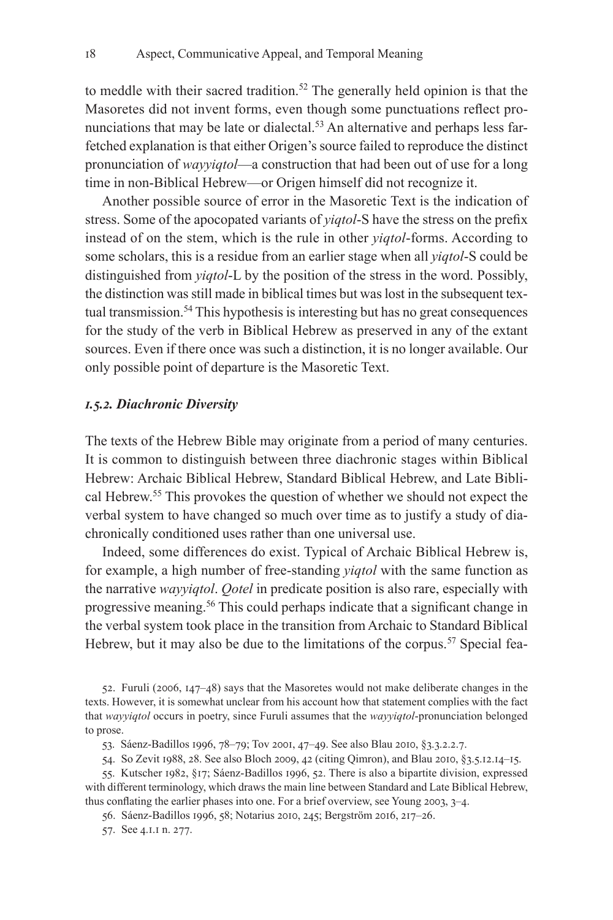to meddle with their sacred tradition.[52] The generally held opinion is that the Masoretes did not invent forms, even though some punctuations reflect pronunciations that may be late or dialectal.[53] An alternative and perhaps less far-fetched explanation is that either Origen's source failed to reproduce the distinct pronunciation of *wayyiqtol*—a construction that had been out of use for a long time in non-Biblical Hebrew—or Origen himself did not recognize it.

Another possible source of error in the Masoretic Text is the indication of stress. Some of the apocopated variants of *yiqtol*-S have the stress on the prefix instead of on the stem, which is the rule in other *yiqtol*-forms. According to some scholars, this is a residue from an earlier stage when all *yiqtol*-S could be distinguished from *yiqtol*-L by the position of the stress in the word. Possibly, the distinction was still made in biblical times but was lost in the subsequent textual transmission.[54] This hypothesis is interesting but has no great consequences for the study of the verb in Biblical Hebrew as preserved in any of the extant sources. Even if there once was such a distinction, it is no longer available. Our only possible point of departure is the Masoretic Text.

### *1.5.2. Diachronic Diversity*

The texts of the Hebrew Bible may originate from a period of many centuries. It is common to distinguish between three diachronic stages within Biblical Hebrew: Archaic Biblical Hebrew, Standard Biblical Hebrew, and Late Biblical Hebrew.[55] This provokes the question of whether we should not expect the verbal system to have changed so much over time as to justify a study of diachronically conditioned uses rather than one universal use.

Indeed, some differences do exist. Typical of Archaic Biblical Hebrew is, for example, a high number of free-standing *yiqtol* with the same function as the narrative *wayyiqtol*. *Qotel* in predicate position is also rare, especially with progressive meaning.[56] This could perhaps indicate that a significant change in the verbal system took place in the transition from Archaic to Standard Biblical Hebrew, but it may also be due to the limitations of the corpus.[57] Special fea-

52. Furuli (2006, 147–48) says that the Masoretes would not make deliberate changes in the texts. However, it is somewhat unclear from his account how that statement complies with the fact that *wayyiqtol* occurs in poetry, since Furuli assumes that the *wayyiqtol*-pronunciation belonged to prose.

53. Sáenz-Badillos 1996, 78–79; Tov 2001, 47–49. See also Blau 2010, §3.3.2.2.7.

54. So Zevit 1988, 28. See also Bloch 2009, 42 (citing Qimron), and Blau 2010, §3.5.12.14–15.

55. Kutscher 1982, §17; Sáenz-Badillos 1996, 52. There is also a bipartite division, expressed with different terminology, which draws the main line between Standard and Late Biblical Hebrew, thus conflating the earlier phases into one. For a brief overview, see Young 2003, 3–4.

56. Sáenz-Badillos 1996, 58; Notarius 2010, 245; Bergström 2016, 217–26.

57. See 4.1.1 n. 277.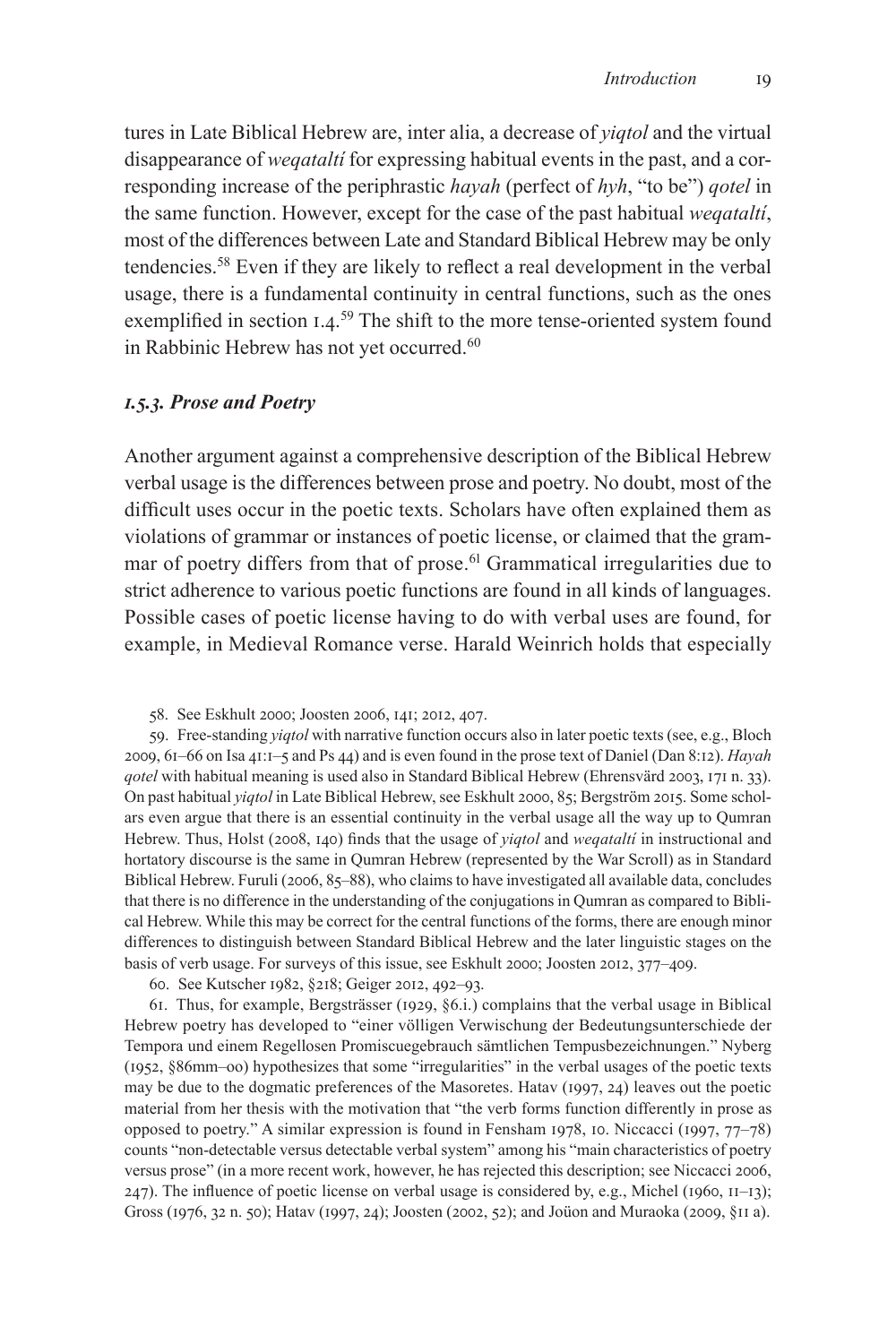tures in Late Biblical Hebrew are, inter alia, a decrease of *yiqtol* and the virtual disappearance of *weqataltí* for expressing habitual events in the past, and a corresponding increase of the periphrastic *hayah* (perfect of *hyh*, "to be") *qotel* in the same function. However, except for the case of the past habitual *weqataltí*, most of the differences between Late and Standard Biblical Hebrew may be only tendencies.[58] Even if they are likely to reflect a real development in the verbal usage, there is a fundamental continuity in central functions, such as the ones exemplified in section 1.4.[59] The shift to the more tense-oriented system found in Rabbinic Hebrew has not yet occurred.[60]

### *1.5.3. Prose and Poetry*

Another argument against a comprehensive description of the Biblical Hebrew verbal usage is the differences between prose and poetry. No doubt, most of the difficult uses occur in the poetic texts. Scholars have often explained them as violations of grammar or instances of poetic license, or claimed that the grammar of poetry differs from that of prose.[61] Grammatical irregularities due to strict adherence to various poetic functions are found in all kinds of languages. Possible cases of poetic license having to do with verbal uses are found, for example, in Medieval Romance verse. Harald Weinrich holds that especially

58. See Eskhult 2000; Joosten 2006, 141; 2012, 407.

59. Free-standing *yiqtol* with narrative function occurs also in later poetic texts (see, e.g., Bloch 2009, 61–66 on Isa 41:1–5 and Ps 44) and is even found in the prose text of Daniel (Dan 8:12). *Hayah qotel* with habitual meaning is used also in Standard Biblical Hebrew (Ehrensvärd 2003, 171 n. 33). On past habitual *yiqtol* in Late Biblical Hebrew, see Eskhult 2000, 85; Bergström 2015. Some scholars even argue that there is an essential continuity in the verbal usage all the way up to Qumran Hebrew. Thus, Holst (2008, 140) finds that the usage of *yiqtol* and *weqataltí* in instructional and hortatory discourse is the same in Qumran Hebrew (represented by the War Scroll) as in Standard Biblical Hebrew. Furuli (2006, 85–88), who claims to have investigated all available data, concludes that there is no difference in the understanding of the conjugations in Qumran as compared to Biblical Hebrew. While this may be correct for the central functions of the forms, there are enough minor differences to distinguish between Standard Biblical Hebrew and the later linguistic stages on the basis of verb usage. For surveys of this issue, see Eskhult 2000; Joosten 2012, 377–409.

60. See Kutscher 1982, §218; Geiger 2012, 492–93.

61. Thus, for example, Bergsträsser (1929, §6.i.) complains that the verbal usage in Biblical Hebrew poetry has developed to "einer völligen Verwischung der Bedeutungsunterschiede der Tempora und einem Regellosen Promiscuegebrauch sämtlichen Tempusbezeichnungen." Nyberg (1952, §86mm–oo) hypothesizes that some "irregularities" in the verbal usages of the poetic texts may be due to the dogmatic preferences of the Masoretes. Hatav (1997, 24) leaves out the poetic material from her thesis with the motivation that "the verb forms function differently in prose as opposed to poetry." A similar expression is found in Fensham 1978, 10. Niccacci (1997, 77–78) counts "non-detectable versus detectable verbal system" among his "main characteristics of poetry versus prose" (in a more recent work, however, he has rejected this description; see Niccacci 2006, 247). The influence of poetic license on verbal usage is considered by, e.g., Michel (1960, 11–13); Gross (1976, 32 n. 50); Hatav (1997, 24); Joosten (2002, 52); and Joüon and Muraoka (2009, §11 a).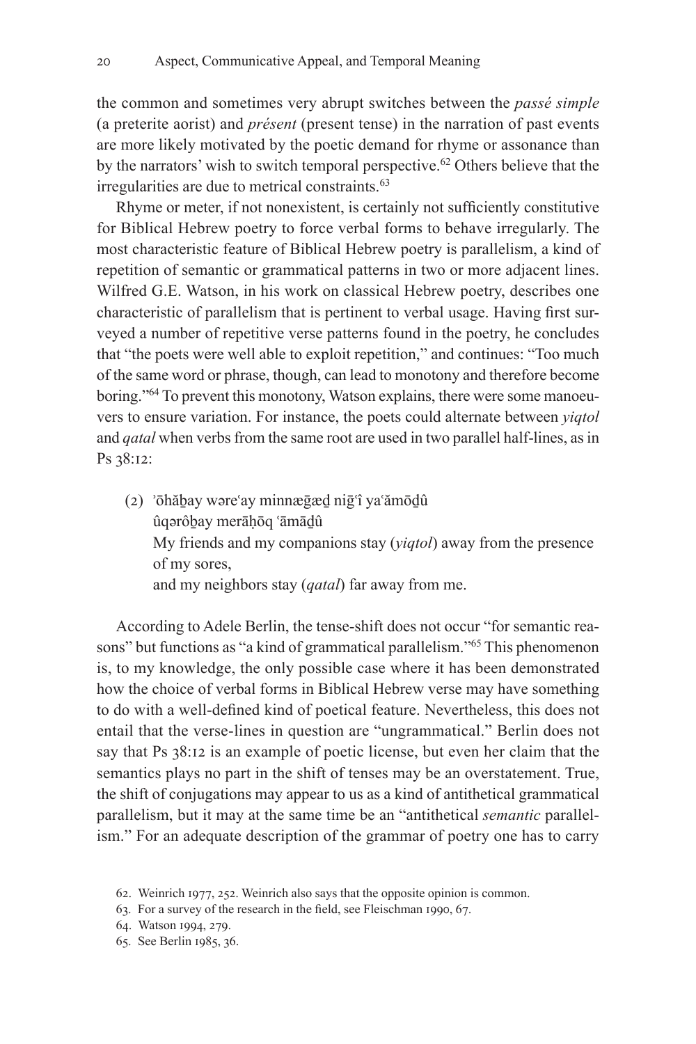the common and sometimes very abrupt switches between the *passé simple* (a preterite aorist) and *présent* (present tense) in the narration of past events are more likely motivated by the poetic demand for rhyme or assonance than by the narrators' wish to switch temporal perspective.[62] Others believe that the irregularities are due to metrical constraints.[63]

Rhyme or meter, if not nonexistent, is certainly not sufficiently constitutive for Biblical Hebrew poetry to force verbal forms to behave irregularly. The most characteristic feature of Biblical Hebrew poetry is parallelism, a kind of repetition of semantic or grammatical patterns in two or more adjacent lines. Wilfred G.E. Watson, in his work on classical Hebrew poetry, describes one characteristic of parallelism that is pertinent to verbal usage. Having first surveyed a number of repetitive verse patterns found in the poetry, he concludes that "the poets were well able to exploit repetition," and continues: "Too much of the same word or phrase, though, can lead to monotony and therefore become boring."[64] To prevent this monotony, Watson explains, there were some manoeuvers to ensure variation. For instance, the poets could alternate between *yiqtol* and *qatal* when verbs from the same root are used in two parallel half-lines, as in Ps 38:12:

(2) ʾōhăḇay wəreʿay minnæḡæḏ niḡʿî yaʿămōḏû
ûqərôḇay merāḥōq ʿāmāḏû
My friends and my companions stay (*yiqtol*) away from the presence of my sores,
and my neighbors stay (*qatal*) far away from me.

According to Adele Berlin, the tense-shift does not occur "for semantic reasons" but functions as "a kind of grammatical parallelism."[65] This phenomenon is, to my knowledge, the only possible case where it has been demonstrated how the choice of verbal forms in Biblical Hebrew verse may have something to do with a well-defined kind of poetical feature. Nevertheless, this does not entail that the verse-lines in question are "ungrammatical." Berlin does not say that Ps 38:12 is an example of poetic license, but even her claim that the semantics plays no part in the shift of tenses may be an overstatement. True, the shift of conjugations may appear to us as a kind of antithetical grammatical parallelism, but it may at the same time be an "antithetical *semantic* parallelism." For an adequate description of the grammar of poetry one has to carry

62. Weinrich 1977, 252. Weinrich also says that the opposite opinion is common.

63. For a survey of the research in the field, see Fleischman 1990, 67.

64. Watson 1994, 279.

65. See Berlin 1985, 36.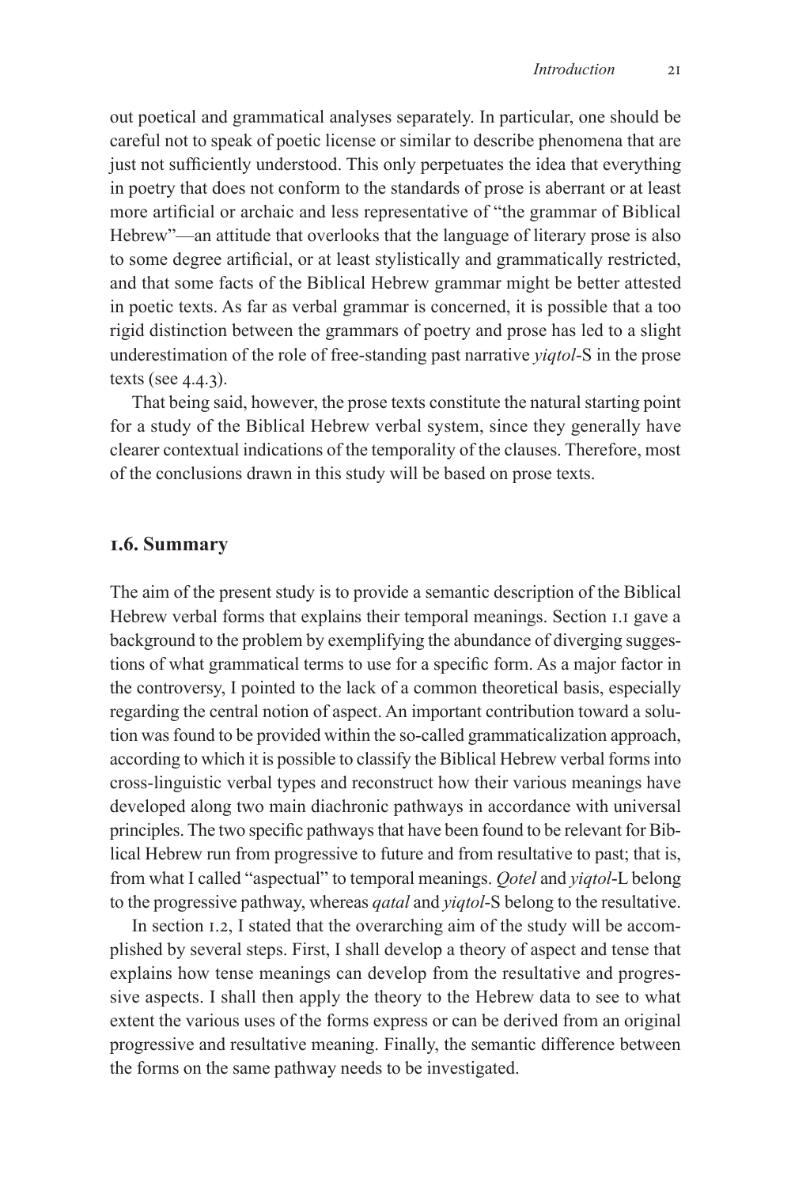out poetical and grammatical analyses separately. In particular, one should be careful not to speak of poetic license or similar to describe phenomena that are just not sufficiently understood. This only perpetuates the idea that everything in poetry that does not conform to the standards of prose is aberrant or at least more artificial or archaic and less representative of "the grammar of Biblical Hebrew"—an attitude that overlooks that the language of literary prose is also to some degree artificial, or at least stylistically and grammatically restricted, and that some facts of the Biblical Hebrew grammar might be better attested in poetic texts. As far as verbal grammar is concerned, it is possible that a too rigid distinction between the grammars of poetry and prose has led to a slight underestimation of the role of free-standing past narrative *yiqtol*-S in the prose texts (see 4.4.3).

That being said, however, the prose texts constitute the natural starting point for a study of the Biblical Hebrew verbal system, since they generally have clearer contextual indications of the temporality of the clauses. Therefore, most of the conclusions drawn in this study will be based on prose texts.

## 1.6. Summary

The aim of the present study is to provide a semantic description of the Biblical Hebrew verbal forms that explains their temporal meanings. Section 1.1 gave a background to the problem by exemplifying the abundance of diverging suggestions of what grammatical terms to use for a specific form. As a major factor in the controversy, I pointed to the lack of a common theoretical basis, especially regarding the central notion of aspect. An important contribution toward a solution was found to be provided within the so-called grammaticalization approach, according to which it is possible to classify the Biblical Hebrew verbal forms into cross-linguistic verbal types and reconstruct how their various meanings have developed along two main diachronic pathways in accordance with universal principles. The two specific pathways that have been found to be relevant for Biblical Hebrew run from progressive to future and from resultative to past; that is, from what I called "aspectual" to temporal meanings. *Qotel* and *yiqtol*-L belong to the progressive pathway, whereas *qatal* and *yiqtol*-S belong to the resultative.

In section 1.2, I stated that the overarching aim of the study will be accomplished by several steps. First, I shall develop a theory of aspect and tense that explains how tense meanings can develop from the resultative and progressive aspects. I shall then apply the theory to the Hebrew data to see to what extent the various uses of the forms express or can be derived from an original progressive and resultative meaning. Finally, the semantic difference between the forms on the same pathway needs to be investigated.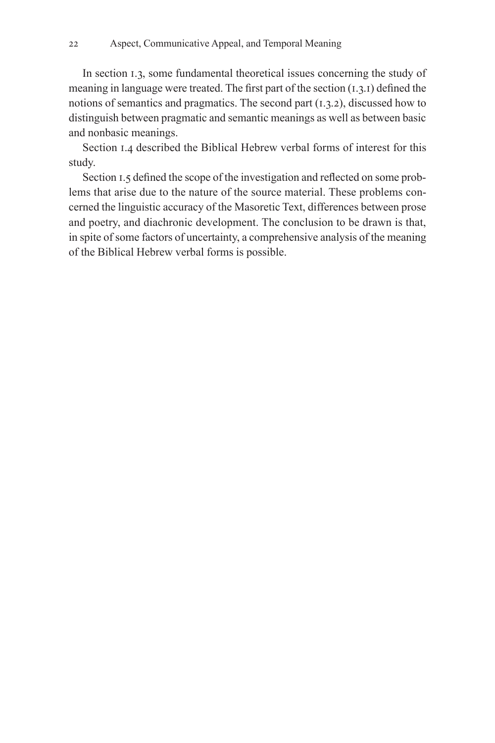In section 1.3, some fundamental theoretical issues concerning the study of meaning in language were treated. The first part of the section (1.3.1) defined the notions of semantics and pragmatics. The second part (1.3.2), discussed how to distinguish between pragmatic and semantic meanings as well as between basic and nonbasic meanings.

Section 1.4 described the Biblical Hebrew verbal forms of interest for this study.

Section 1.5 defined the scope of the investigation and reflected on some problems that arise due to the nature of the source material. These problems concerned the linguistic accuracy of the Masoretic Text, differences between prose and poetry, and diachronic development. The conclusion to be drawn is that, in spite of some factors of uncertainty, a comprehensive analysis of the meaning of the Biblical Hebrew verbal forms is possible.